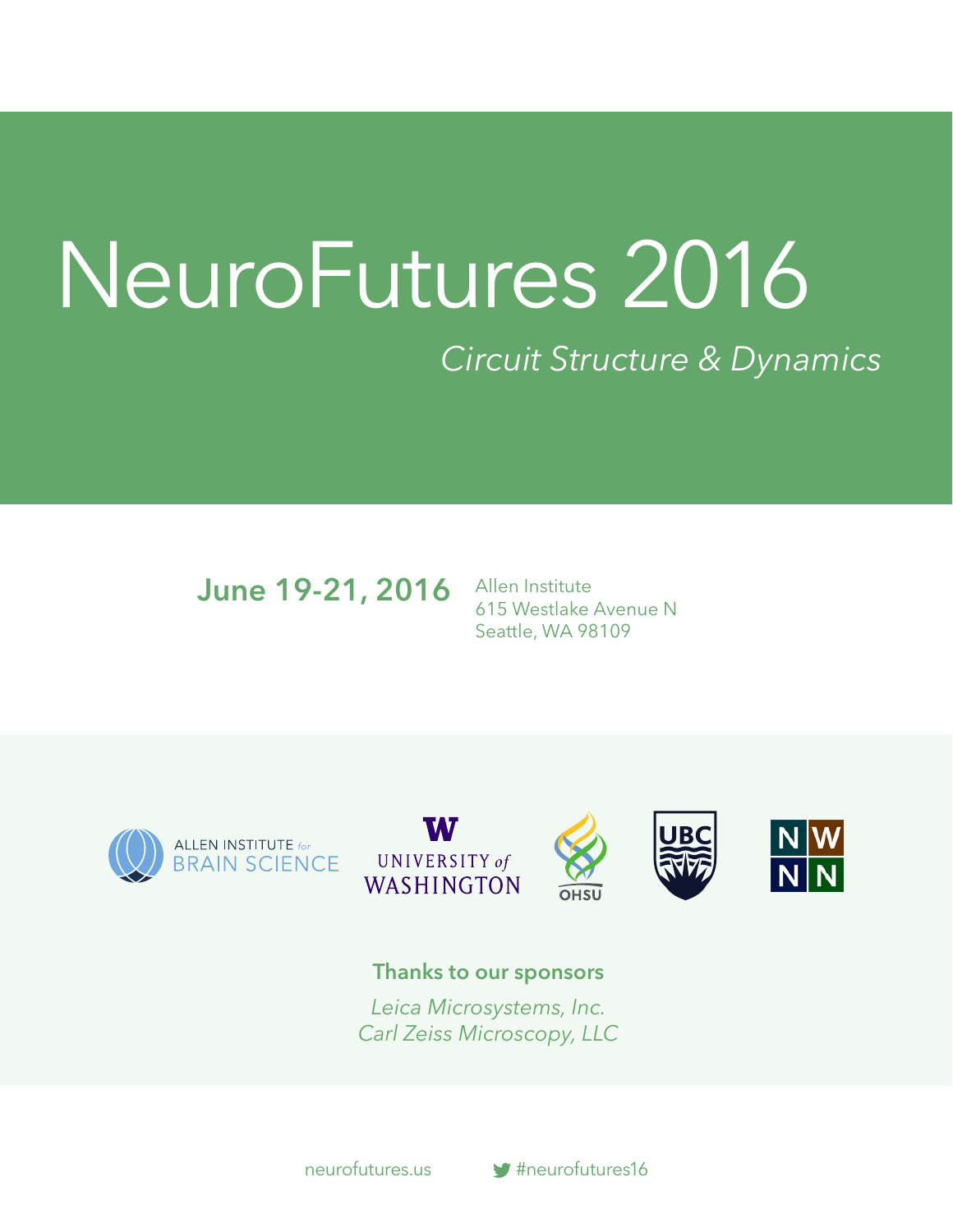# NeuroFutures 2016

*Circuit Structure & Dynamics*

**June 19-21, 2016**

Allen Institute
615 Westlake Avenue N
Seattle, WA 98109

ALLEN INSTITUTE for BRAIN SCIENCE

UNIVERSITY of WASHINGTON

OHSU

UBC

NWNN

**Thanks to our sponsors**

*Leica Microsystems, Inc.*
*Carl Zeiss Microscopy, LLC*

neurofutures.us

#neurofutures16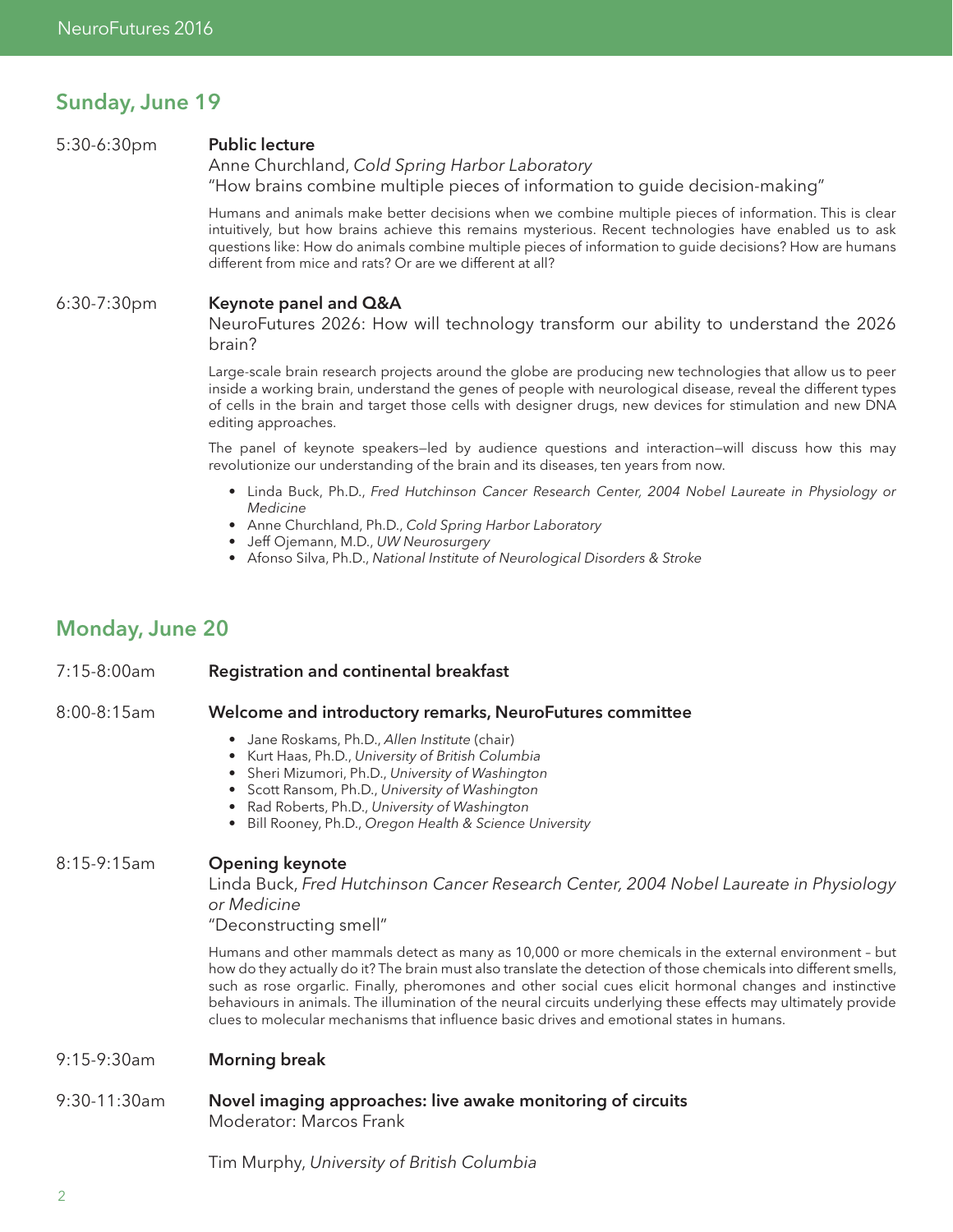## Sunday, June 19

5:30-6:30pm

**Public lecture**

Anne Churchland, *Cold Spring Harbor Laboratory*

"How brains combine multiple pieces of information to guide decision-making"

Humans and animals make better decisions when we combine multiple pieces of information. This is clear intuitively, but how brains achieve this remains mysterious. Recent technologies have enabled us to ask questions like: How do animals combine multiple pieces of information to guide decisions? How are humans different from mice and rats? Or are we different at all?

6:30-7:30pm

**Keynote panel and Q&A**

NeuroFutures 2026: How will technology transform our ability to understand the 2026 brain?

Large-scale brain research projects around the globe are producing new technologies that allow us to peer inside a working brain, understand the genes of people with neurological disease, reveal the different types of cells in the brain and target those cells with designer drugs, new devices for stimulation and new DNA editing approaches.

The panel of keynote speakers—led by audience questions and interaction—will discuss how this may revolutionize our understanding of the brain and its diseases, ten years from now.

- Linda Buck, Ph.D., *Fred Hutchinson Cancer Research Center, 2004 Nobel Laureate in Physiology or Medicine*
- Anne Churchland, Ph.D., *Cold Spring Harbor Laboratory*
- Jeff Ojemann, M.D., *UW Neurosurgery*
- Afonso Silva, Ph.D., *National Institute of Neurological Disorders & Stroke*

## Monday, June 20

7:15-8:00am

**Registration and continental breakfast**

8:00-8:15am

**Welcome and introductory remarks, NeuroFutures committee**

- Jane Roskams, Ph.D., *Allen Institute* (chair)
- Kurt Haas, Ph.D., *University of British Columbia*
- Sheri Mizumori, Ph.D., *University of Washington*
- Scott Ransom, Ph.D., *University of Washington*
- Rad Roberts, Ph.D., *University of Washington*
- Bill Rooney, Ph.D., *Oregon Health & Science University*

8:15-9:15am

**Opening keynote**

Linda Buck, *Fred Hutchinson Cancer Research Center, 2004 Nobel Laureate in Physiology or Medicine*

"Deconstructing smell"

Humans and other mammals detect as many as 10,000 or more chemicals in the external environment – but how do they actually do it? The brain must also translate the detection of those chemicals into different smells, such as rose orgarlic. Finally, pheromones and other social cues elicit hormonal changes and instinctive behaviours in animals. The illumination of the neural circuits underlying these effects may ultimately provide clues to molecular mechanisms that influence basic drives and emotional states in humans.

9:15-9:30am

**Morning break**

9:30-11:30am

**Novel imaging approaches: live awake monitoring of circuits**

Moderator: Marcos Frank

Tim Murphy, *University of British Columbia*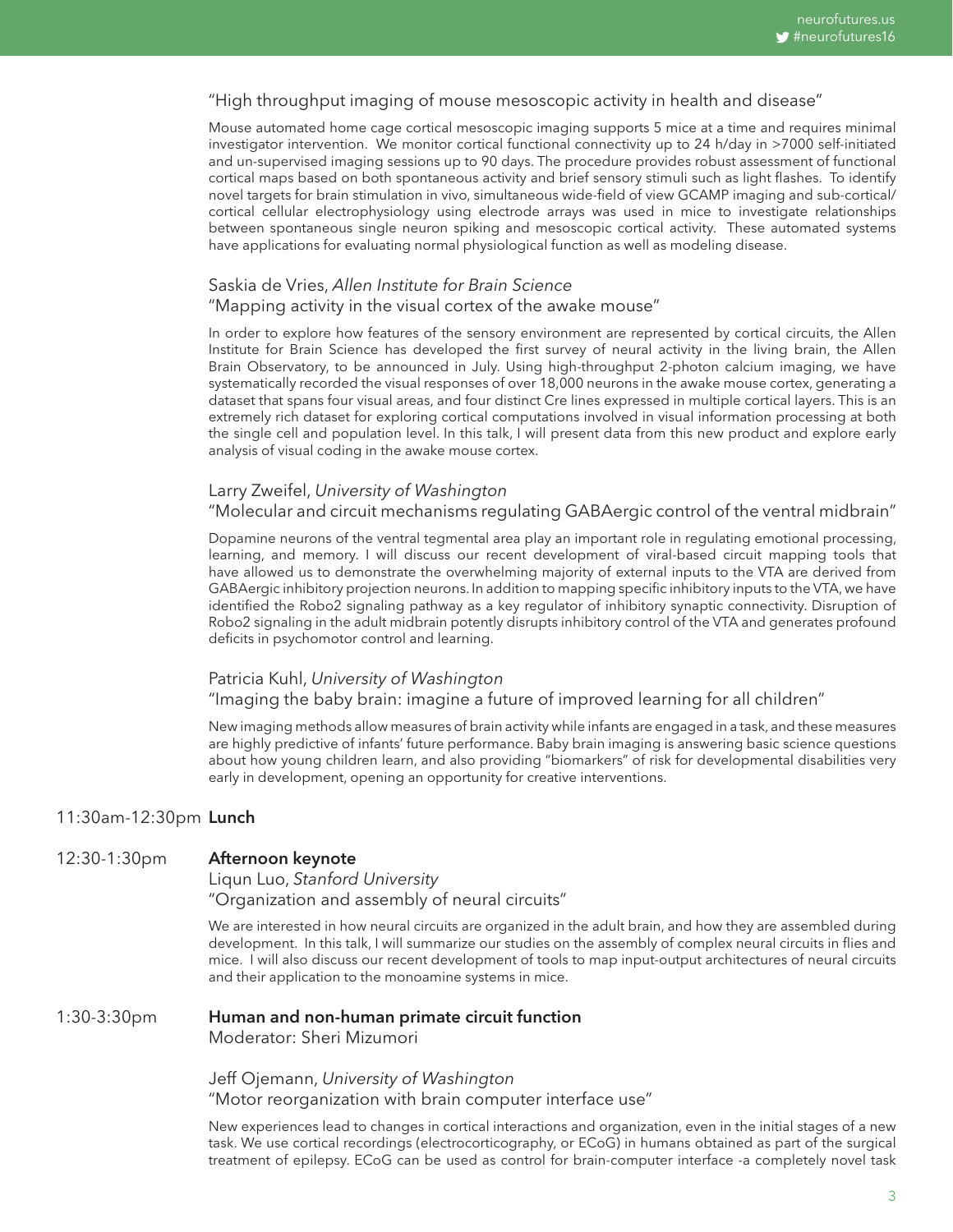"High throughput imaging of mouse mesoscopic activity in health and disease"

Mouse automated home cage cortical mesoscopic imaging supports 5 mice at a time and requires minimal investigator intervention. We monitor cortical functional connectivity up to 24 h/day in >7000 self-initiated and un-supervised imaging sessions up to 90 days. The procedure provides robust assessment of functional cortical maps based on both spontaneous activity and brief sensory stimuli such as light flashes. To identify novel targets for brain stimulation in vivo, simultaneous wide-field of view GCAMP imaging and sub-cortical/cortical cellular electrophysiology using electrode arrays was used in mice to investigate relationships between spontaneous single neuron spiking and mesoscopic cortical activity. These automated systems have applications for evaluating normal physiological function as well as modeling disease.

Saskia de Vries, *Allen Institute for Brain Science*
"Mapping activity in the visual cortex of the awake mouse"

In order to explore how features of the sensory environment are represented by cortical circuits, the Allen Institute for Brain Science has developed the first survey of neural activity in the living brain, the Allen Brain Observatory, to be announced in July. Using high-throughput 2-photon calcium imaging, we have systematically recorded the visual responses of over 18,000 neurons in the awake mouse cortex, generating a dataset that spans four visual areas, and four distinct Cre lines expressed in multiple cortical layers. This is an extremely rich dataset for exploring cortical computations involved in visual information processing at both the single cell and population level. In this talk, I will present data from this new product and explore early analysis of visual coding in the awake mouse cortex.

Larry Zweifel, *University of Washington*
"Molecular and circuit mechanisms regulating GABAergic control of the ventral midbrain"

Dopamine neurons of the ventral tegmental area play an important role in regulating emotional processing, learning, and memory. I will discuss our recent development of viral-based circuit mapping tools that have allowed us to demonstrate the overwhelming majority of external inputs to the VTA are derived from GABAergic inhibitory projection neurons. In addition to mapping specific inhibitory inputs to the VTA, we have identified the Robo2 signaling pathway as a key regulator of inhibitory synaptic connectivity. Disruption of Robo2 signaling in the adult midbrain potently disrupts inhibitory control of the VTA and generates profound deficits in psychomotor control and learning.

Patricia Kuhl, *University of Washington*
"Imaging the baby brain: imagine a future of improved learning for all children"

New imaging methods allow measures of brain activity while infants are engaged in a task, and these measures are highly predictive of infants' future performance. Baby brain imaging is answering basic science questions about how young children learn, and also providing "biomarkers" of risk for developmental disabilities very early in development, opening an opportunity for creative interventions.

11:30am-12:30pm **Lunch**

12:30-1:30pm **Afternoon keynote**

Liqun Luo, *Stanford University*
"Organization and assembly of neural circuits"

We are interested in how neural circuits are organized in the adult brain, and how they are assembled during development. In this talk, I will summarize our studies on the assembly of complex neural circuits in flies and mice. I will also discuss our recent development of tools to map input-output architectures of neural circuits and their application to the monoamine systems in mice.

1:30-3:30pm **Human and non-human primate circuit function**

Moderator: Sheri Mizumori

Jeff Ojemann, *University of Washington*
"Motor reorganization with brain computer interface use"

New experiences lead to changes in cortical interactions and organization, even in the initial stages of a new task. We use cortical recordings (electrocorticography, or ECoG) in humans obtained as part of the surgical treatment of epilepsy. ECoG can be used as control for brain-computer interface -a completely novel task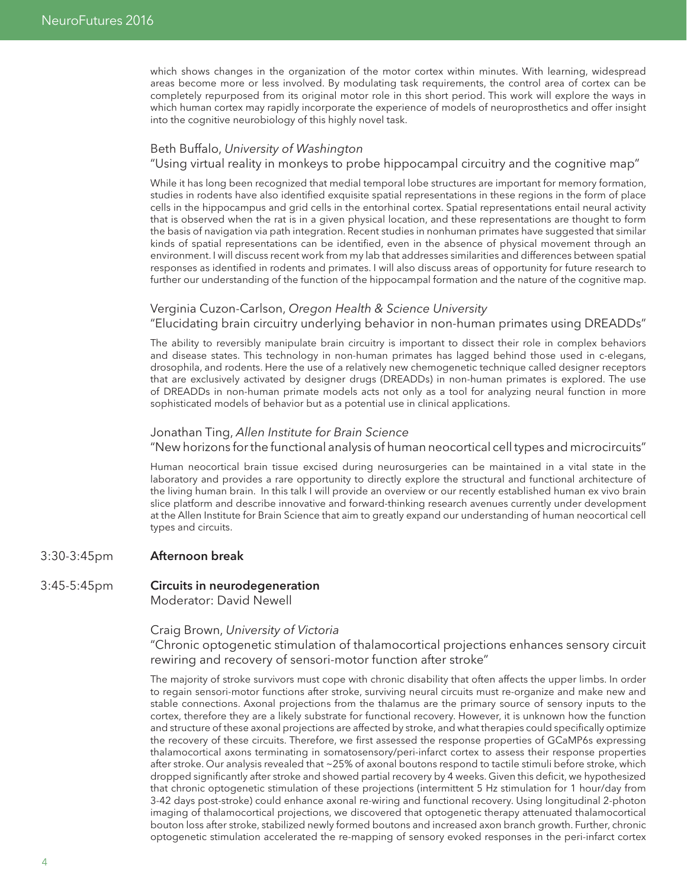which shows changes in the organization of the motor cortex within minutes. With learning, widespread areas become more or less involved. By modulating task requirements, the control area of cortex can be completely repurposed from its original motor role in this short period. This work will explore the ways in which human cortex may rapidly incorporate the experience of models of neuroprosthetics and offer insight into the cognitive neurobiology of this highly novel task.

Beth Buffalo, *University of Washington*
"Using virtual reality in monkeys to probe hippocampal circuitry and the cognitive map"

While it has long been recognized that medial temporal lobe structures are important for memory formation, studies in rodents have also identified exquisite spatial representations in these regions in the form of place cells in the hippocampus and grid cells in the entorhinal cortex. Spatial representations entail neural activity that is observed when the rat is in a given physical location, and these representations are thought to form the basis of navigation via path integration. Recent studies in nonhuman primates have suggested that similar kinds of spatial representations can be identified, even in the absence of physical movement through an environment. I will discuss recent work from my lab that addresses similarities and differences between spatial responses as identified in rodents and primates. I will also discuss areas of opportunity for future research to further our understanding of the function of the hippocampal formation and the nature of the cognitive map.

Verginia Cuzon-Carlson, *Oregon Health & Science University*
"Elucidating brain circuitry underlying behavior in non-human primates using DREADDs"

The ability to reversibly manipulate brain circuitry is important to dissect their role in complex behaviors and disease states. This technology in non-human primates has lagged behind those used in c-elegans, drosophila, and rodents. Here the use of a relatively new chemogenetic technique called designer receptors that are exclusively activated by designer drugs (DREADDs) in non-human primates is explored. The use of DREADDs in non-human primate models acts not only as a tool for analyzing neural function in more sophisticated models of behavior but as a potential use in clinical applications.

Jonathan Ting, *Allen Institute for Brain Science*
"New horizons for the functional analysis of human neocortical cell types and microcircuits"

Human neocortical brain tissue excised during neurosurgeries can be maintained in a vital state in the laboratory and provides a rare opportunity to directly explore the structural and functional architecture of the living human brain. In this talk I will provide an overview or our recently established human ex vivo brain slice platform and describe innovative and forward-thinking research avenues currently under development at the Allen Institute for Brain Science that aim to greatly expand our understanding of human neocortical cell types and circuits.

3:30-3:45pm **Afternoon break**

3:45-5:45pm **Circuits in neurodegeneration**
Moderator: David Newell

Craig Brown, *University of Victoria*
"Chronic optogenetic stimulation of thalamocortical projections enhances sensory circuit rewiring and recovery of sensori-motor function after stroke"

The majority of stroke survivors must cope with chronic disability that often affects the upper limbs. In order to regain sensori-motor functions after stroke, surviving neural circuits must re-organize and make new and stable connections. Axonal projections from the thalamus are the primary source of sensory inputs to the cortex, therefore they are a likely substrate for functional recovery. However, it is unknown how the function and structure of these axonal projections are affected by stroke, and what therapies could specifically optimize the recovery of these circuits. Therefore, we first assessed the response properties of GCaMP6s expressing thalamocortical axons terminating in somatosensory/peri-infarct cortex to assess their response properties after stroke. Our analysis revealed that ~25% of axonal boutons respond to tactile stimuli before stroke, which dropped significantly after stroke and showed partial recovery by 4 weeks. Given this deficit, we hypothesized that chronic optogenetic stimulation of these projections (intermittent 5 Hz stimulation for 1 hour/day from 3-42 days post-stroke) could enhance axonal re-wiring and functional recovery. Using longitudinal 2-photon imaging of thalamocortical projections, we discovered that optogenetic therapy attenuated thalamocortical bouton loss after stroke, stabilized newly formed boutons and increased axon branch growth. Further, chronic optogenetic stimulation accelerated the re-mapping of sensory evoked responses in the peri-infarct cortex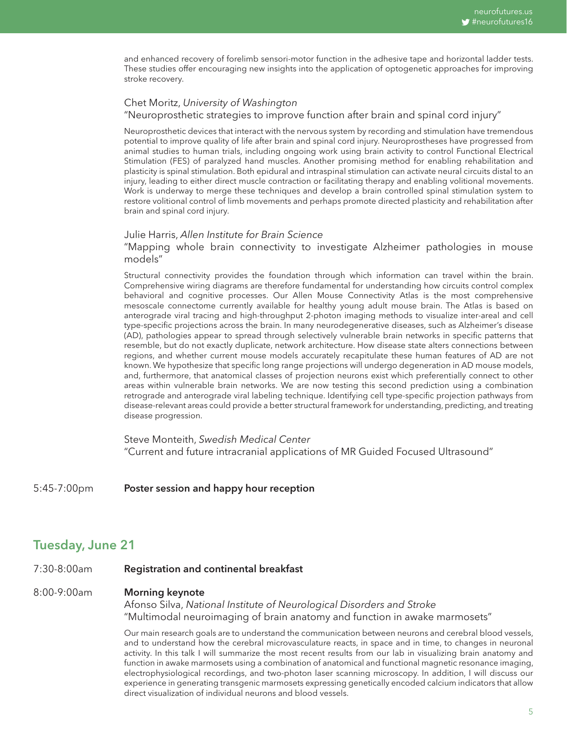and enhanced recovery of forelimb sensori-motor function in the adhesive tape and horizontal ladder tests. These studies offer encouraging new insights into the application of optogenetic approaches for improving stroke recovery.

Chet Moritz, *University of Washington*
"Neuroprosthetic strategies to improve function after brain and spinal cord injury"

Neuroprosthetic devices that interact with the nervous system by recording and stimulation have tremendous potential to improve quality of life after brain and spinal cord injury. Neuroprostheses have progressed from animal studies to human trials, including ongoing work using brain activity to control Functional Electrical Stimulation (FES) of paralyzed hand muscles. Another promising method for enabling rehabilitation and plasticity is spinal stimulation. Both epidural and intraspinal stimulation can activate neural circuits distal to an injury, leading to either direct muscle contraction or facilitating therapy and enabling volitional movements. Work is underway to merge these techniques and develop a brain controlled spinal stimulation system to restore volitional control of limb movements and perhaps promote directed plasticity and rehabilitation after brain and spinal cord injury.

Julie Harris, *Allen Institute for Brain Science*
"Mapping whole brain connectivity to investigate Alzheimer pathologies in mouse models"

Structural connectivity provides the foundation through which information can travel within the brain. Comprehensive wiring diagrams are therefore fundamental for understanding how circuits control complex behavioral and cognitive processes. Our Allen Mouse Connectivity Atlas is the most comprehensive mesoscale connectome currently available for healthy young adult mouse brain. The Atlas is based on anterograde viral tracing and high-throughput 2-photon imaging methods to visualize inter-areal and cell type-specific projections across the brain. In many neurodegenerative diseases, such as Alzheimer's disease (AD), pathologies appear to spread through selectively vulnerable brain networks in specific patterns that resemble, but do not exactly duplicate, network architecture. How disease state alters connections between regions, and whether current mouse models accurately recapitulate these human features of AD are not known. We hypothesize that specific long range projections will undergo degeneration in AD mouse models, and, furthermore, that anatomical classes of projection neurons exist which preferentially connect to other areas within vulnerable brain networks. We are now testing this second prediction using a combination retrograde and anterograde viral labeling technique. Identifying cell type-specific projection pathways from disease-relevant areas could provide a better structural framework for understanding, predicting, and treating disease progression.

Steve Monteith, *Swedish Medical Center*
"Current and future intracranial applications of MR Guided Focused Ultrasound"

5:45-7:00pm **Poster session and happy hour reception**

## Tuesday, June 21

7:30-8:00am **Registration and continental breakfast**

8:00-9:00am **Morning keynote**
Afonso Silva, *National Institute of Neurological Disorders and Stroke*
"Multimodal neuroimaging of brain anatomy and function in awake marmosets"

Our main research goals are to understand the communication between neurons and cerebral blood vessels, and to understand how the cerebral microvasculature reacts, in space and in time, to changes in neuronal activity. In this talk I will summarize the most recent results from our lab in visualizing brain anatomy and function in awake marmosets using a combination of anatomical and functional magnetic resonance imaging, electrophysiological recordings, and two-photon laser scanning microscopy. In addition, I will discuss our experience in generating transgenic marmosets expressing genetically encoded calcium indicators that allow direct visualization of individual neurons and blood vessels.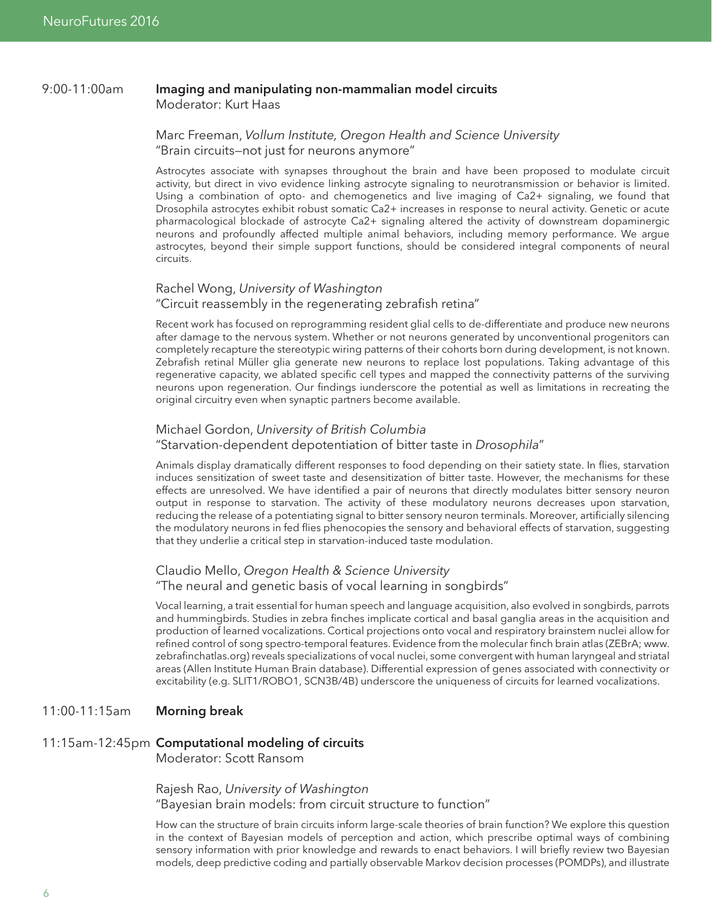9:00-11:00am **Imaging and manipulating non-mammalian model circuits**
Moderator: Kurt Haas

Marc Freeman, *Vollum Institute, Oregon Health and Science University*
"Brain circuits—not just for neurons anymore"

Astrocytes associate with synapses throughout the brain and have been proposed to modulate circuit activity, but direct in vivo evidence linking astrocyte signaling to neurotransmission or behavior is limited. Using a combination of opto- and chemogenetics and live imaging of Ca2+ signaling, we found that Drosophila astrocytes exhibit robust somatic Ca2+ increases in response to neural activity. Genetic or acute pharmacological blockade of astrocyte Ca2+ signaling altered the activity of downstream dopaminergic neurons and profoundly affected multiple animal behaviors, including memory performance. We argue astrocytes, beyond their simple support functions, should be considered integral components of neural circuits.

Rachel Wong, *University of Washington*
"Circuit reassembly in the regenerating zebrafish retina"

Recent work has focused on reprogramming resident glial cells to de-differentiate and produce new neurons after damage to the nervous system. Whether or not neurons generated by unconventional progenitors can completely recapture the stereotypic wiring patterns of their cohorts born during development, is not known. Zebrafish retinal Müller glia generate new neurons to replace lost populations. Taking advantage of this regenerative capacity, we ablated specific cell types and mapped the connectivity patterns of the surviving neurons upon regeneration. Our findings iunderscore the potential as well as limitations in recreating the original circuitry even when synaptic partners become available.

Michael Gordon, *University of British Columbia*
"Starvation-dependent depotentiation of bitter taste in *Drosophila*"

Animals display dramatically different responses to food depending on their satiety state. In flies, starvation induces sensitization of sweet taste and desensitization of bitter taste. However, the mechanisms for these effects are unresolved. We have identified a pair of neurons that directly modulates bitter sensory neuron output in response to starvation. The activity of these modulatory neurons decreases upon starvation, reducing the release of a potentiating signal to bitter sensory neuron terminals. Moreover, artificially silencing the modulatory neurons in fed flies phenocopies the sensory and behavioral effects of starvation, suggesting that they underlie a critical step in starvation-induced taste modulation.

Claudio Mello, *Oregon Health & Science University*
"The neural and genetic basis of vocal learning in songbirds"

Vocal learning, a trait essential for human speech and language acquisition, also evolved in songbirds, parrots and hummingbirds. Studies in zebra finches implicate cortical and basal ganglia areas in the acquisition and production of learned vocalizations. Cortical projections onto vocal and respiratory brainstem nuclei allow for refined control of song spectro-temporal features. Evidence from the molecular finch brain atlas (ZEBrA; www.zebrafinchatlas.org) reveals specializations of vocal nuclei, some convergent with human laryngeal and striatal areas (Allen Institute Human Brain database). Differential expression of genes associated with connectivity or excitability (e.g. SLIT1/ROBO1, SCN3B/4B) underscore the uniqueness of circuits for learned vocalizations.

11:00-11:15am **Morning break**

11:15am-12:45pm **Computational modeling of circuits**
Moderator: Scott Ransom

Rajesh Rao, *University of Washington*
"Bayesian brain models: from circuit structure to function"

How can the structure of brain circuits inform large-scale theories of brain function? We explore this question in the context of Bayesian models of perception and action, which prescribe optimal ways of combining sensory information with prior knowledge and rewards to enact behaviors. I will briefly review two Bayesian models, deep predictive coding and partially observable Markov decision processes (POMDPs), and illustrate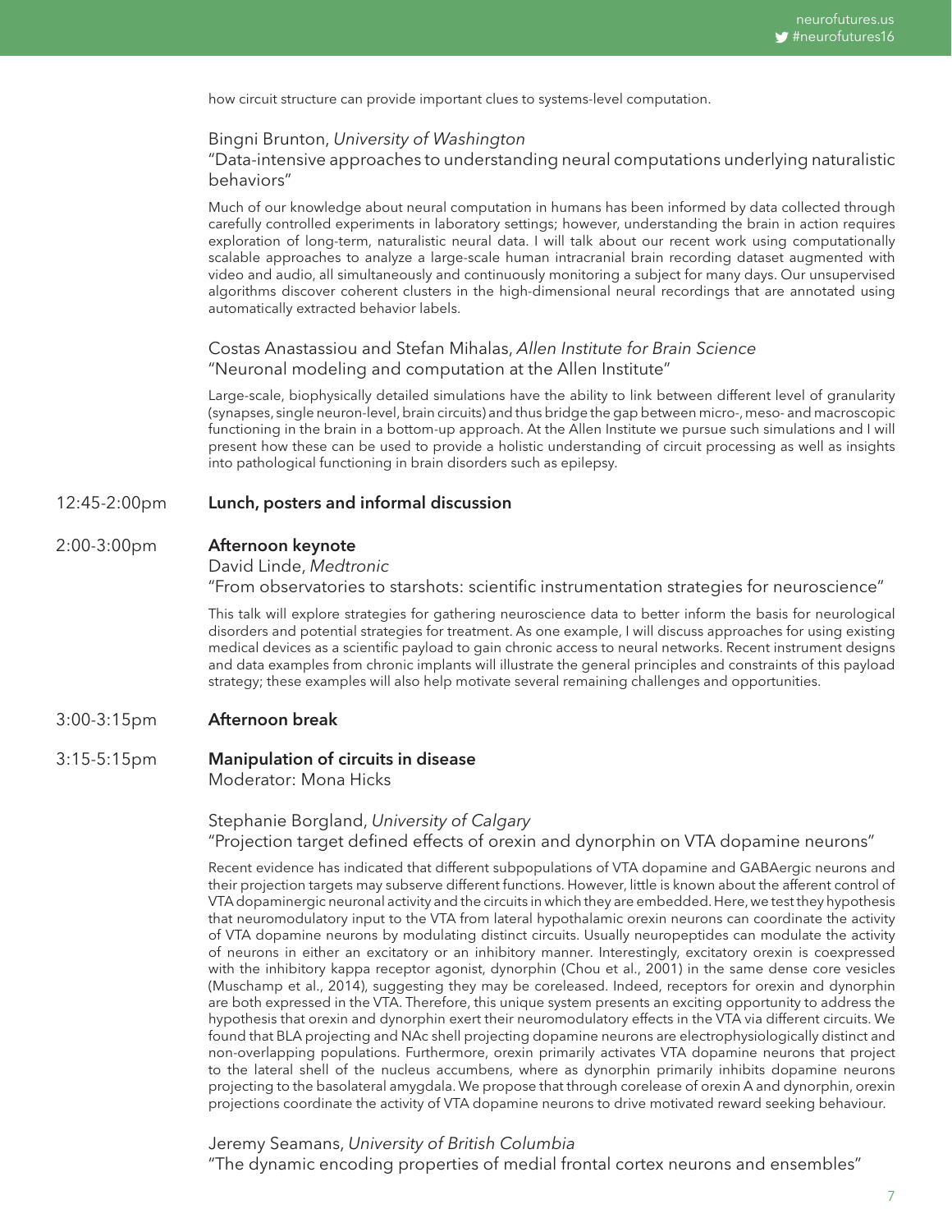how circuit structure can provide important clues to systems-level computation.

Bingni Brunton, *University of Washington*
"Data-intensive approaches to understanding neural computations underlying naturalistic behaviors"

Much of our knowledge about neural computation in humans has been informed by data collected through carefully controlled experiments in laboratory settings; however, understanding the brain in action requires exploration of long-term, naturalistic neural data. I will talk about our recent work using computationally scalable approaches to analyze a large-scale human intracranial brain recording dataset augmented with video and audio, all simultaneously and continuously monitoring a subject for many days. Our unsupervised algorithms discover coherent clusters in the high-dimensional neural recordings that are annotated using automatically extracted behavior labels.

Costas Anastassiou and Stefan Mihalas, *Allen Institute for Brain Science*
"Neuronal modeling and computation at the Allen Institute"

Large-scale, biophysically detailed simulations have the ability to link between different level of granularity (synapses, single neuron-level, brain circuits) and thus bridge the gap between micro-, meso- and macroscopic functioning in the brain in a bottom-up approach. At the Allen Institute we pursue such simulations and I will present how these can be used to provide a holistic understanding of circuit processing as well as insights into pathological functioning in brain disorders such as epilepsy.

12:45-2:00pm **Lunch, posters and informal discussion**

2:00-3:00pm **Afternoon keynote**
David Linde, *Medtronic*
"From observatories to starshots: scientific instrumentation strategies for neuroscience"

This talk will explore strategies for gathering neuroscience data to better inform the basis for neurological disorders and potential strategies for treatment. As one example, I will discuss approaches for using existing medical devices as a scientific payload to gain chronic access to neural networks. Recent instrument designs and data examples from chronic implants will illustrate the general principles and constraints of this payload strategy; these examples will also help motivate several remaining challenges and opportunities.

3:00-3:15pm **Afternoon break**

3:15-5:15pm **Manipulation of circuits in disease**
Moderator: Mona Hicks

Stephanie Borgland, *University of Calgary*
"Projection target defined effects of orexin and dynorphin on VTA dopamine neurons"

Recent evidence has indicated that different subpopulations of VTA dopamine and GABAergic neurons and their projection targets may subserve different functions. However, little is known about the afferent control of VTA dopaminergic neuronal activity and the circuits in which they are embedded. Here, we test they hypothesis that neuromodulatory input to the VTA from lateral hypothalamic orexin neurons can coordinate the activity of VTA dopamine neurons by modulating distinct circuits. Usually neuropeptides can modulate the activity of neurons in either an excitatory or an inhibitory manner. Interestingly, excitatory orexin is coexpressed with the inhibitory kappa receptor agonist, dynorphin (Chou et al., 2001) in the same dense core vesicles (Muschamp et al., 2014), suggesting they may be coreleased. Indeed, receptors for orexin and dynorphin are both expressed in the VTA. Therefore, this unique system presents an exciting opportunity to address the hypothesis that orexin and dynorphin exert their neuromodulatory effects in the VTA via different circuits. We found that BLA projecting and NAc shell projecting dopamine neurons are electrophysiologically distinct and non-overlapping populations. Furthermore, orexin primarily activates VTA dopamine neurons that project to the lateral shell of the nucleus accumbens, where as dynorphin primarily inhibits dopamine neurons projecting to the basolateral amygdala. We propose that through corelease of orexin A and dynorphin, orexin projections coordinate the activity of VTA dopamine neurons to drive motivated reward seeking behaviour.

Jeremy Seamans, *University of British Columbia*
"The dynamic encoding properties of medial frontal cortex neurons and ensembles"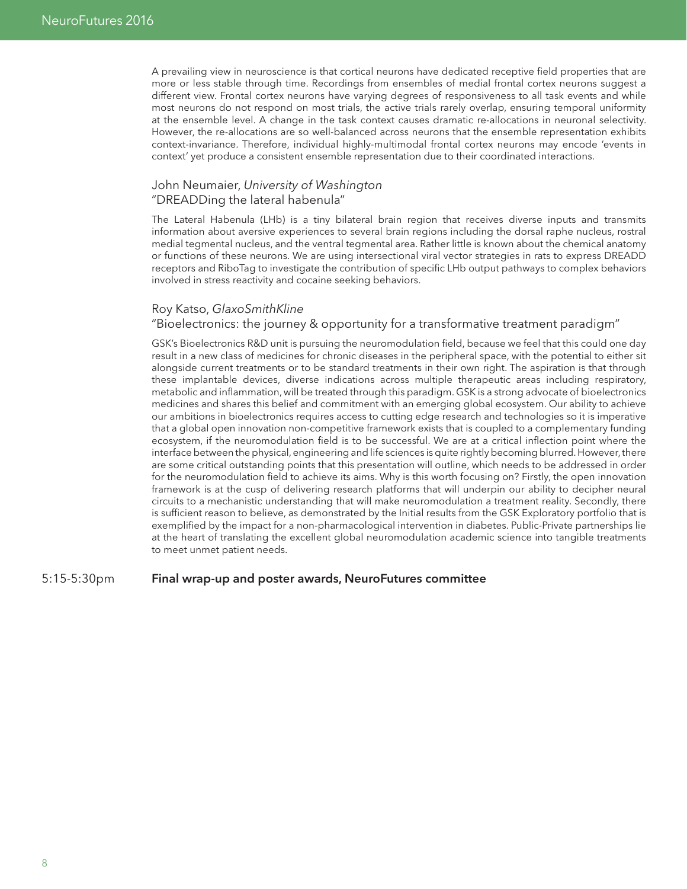A prevailing view in neuroscience is that cortical neurons have dedicated receptive field properties that are more or less stable through time. Recordings from ensembles of medial frontal cortex neurons suggest a different view. Frontal cortex neurons have varying degrees of responsiveness to all task events and while most neurons do not respond on most trials, the active trials rarely overlap, ensuring temporal uniformity at the ensemble level. A change in the task context causes dramatic re-allocations in neuronal selectivity. However, the re-allocations are so well-balanced across neurons that the ensemble representation exhibits context-invariance. Therefore, individual highly-multimodal frontal cortex neurons may encode 'events in context' yet produce a consistent ensemble representation due to their coordinated interactions.

### John Neumaier, *University of Washington*
### "DREADDing the lateral habenula"

The Lateral Habenula (LHb) is a tiny bilateral brain region that receives diverse inputs and transmits information about aversive experiences to several brain regions including the dorsal raphe nucleus, rostral medial tegmental nucleus, and the ventral tegmental area. Rather little is known about the chemical anatomy or functions of these neurons. We are using intersectional viral vector strategies in rats to express DREADD receptors and RiboTag to investigate the contribution of specific LHb output pathways to complex behaviors involved in stress reactivity and cocaine seeking behaviors.

### Roy Katso, *GlaxoSmithKline*
### "Bioelectronics: the journey & opportunity for a transformative treatment paradigm"

GSK's Bioelectronics R&D unit is pursuing the neuromodulation field, because we feel that this could one day result in a new class of medicines for chronic diseases in the peripheral space, with the potential to either sit alongside current treatments or to be standard treatments in their own right. The aspiration is that through these implantable devices, diverse indications across multiple therapeutic areas including respiratory, metabolic and inflammation, will be treated through this paradigm. GSK is a strong advocate of bioelectronics medicines and shares this belief and commitment with an emerging global ecosystem. Our ability to achieve our ambitions in bioelectronics requires access to cutting edge research and technologies so it is imperative that a global open innovation non-competitive framework exists that is coupled to a complementary funding ecosystem, if the neuromodulation field is to be successful. We are at a critical inflection point where the interface between the physical, engineering and life sciences is quite rightly becoming blurred. However, there are some critical outstanding points that this presentation will outline, which needs to be addressed in order for the neuromodulation field to achieve its aims. Why is this worth focusing on? Firstly, the open innovation framework is at the cusp of delivering research platforms that will underpin our ability to decipher neural circuits to a mechanistic understanding that will make neuromodulation a treatment reality. Secondly, there is sufficient reason to believe, as demonstrated by the Initial results from the GSK Exploratory portfolio that is exemplified by the impact for a non-pharmacological intervention in diabetes. Public-Private partnerships lie at the heart of translating the excellent global neuromodulation academic science into tangible treatments to meet unmet patient needs.

5:15-5:30pm **Final wrap-up and poster awards, NeuroFutures committee**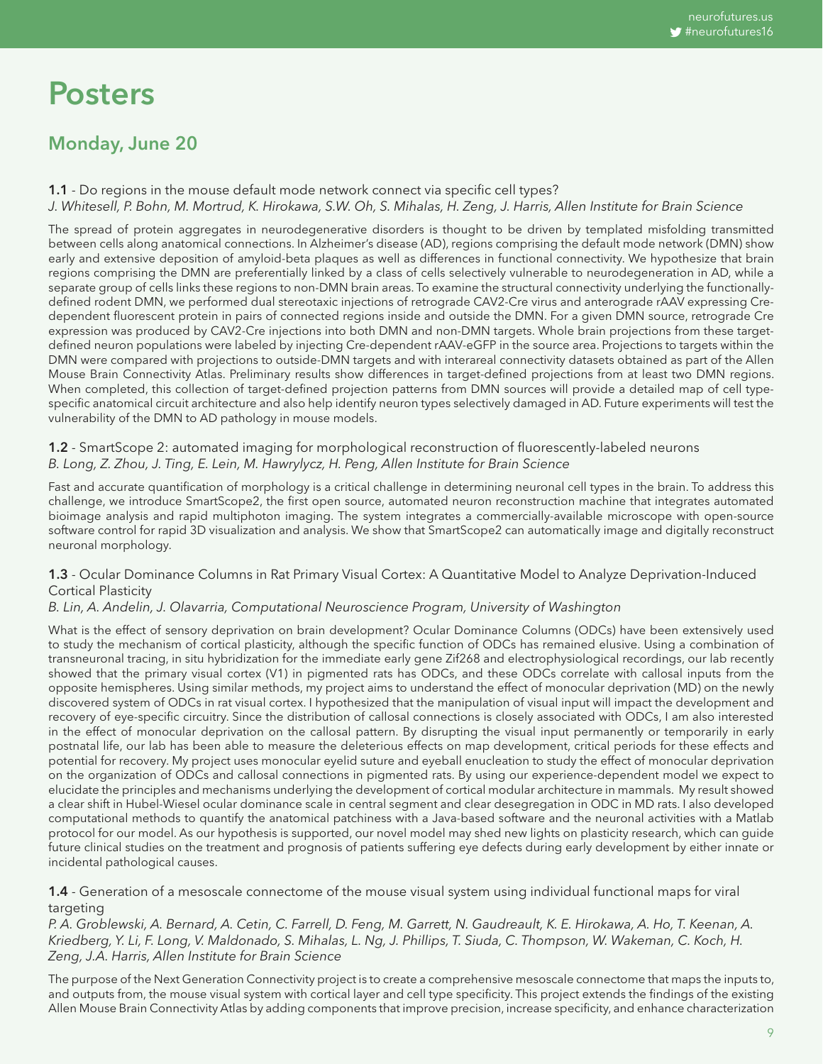# Posters

## Monday, June 20

**1.1** - Do regions in the mouse default mode network connect via specific cell types?
*J. Whitesell, P. Bohn, M. Mortrud, K. Hirokawa, S.W. Oh, S. Mihalas, H. Zeng, J. Harris, Allen Institute for Brain Science*

The spread of protein aggregates in neurodegenerative disorders is thought to be driven by templated misfolding transmitted between cells along anatomical connections. In Alzheimer's disease (AD), regions comprising the default mode network (DMN) show early and extensive deposition of amyloid-beta plaques as well as differences in functional connectivity. We hypothesize that brain regions comprising the DMN are preferentially linked by a class of cells selectively vulnerable to neurodegeneration in AD, while a separate group of cells links these regions to non-DMN brain areas. To examine the structural connectivity underlying the functionally-defined rodent DMN, we performed dual stereotaxic injections of retrograde CAV2-Cre virus and anterograde rAAV expressing Cre-dependent fluorescent protein in pairs of connected regions inside and outside the DMN. For a given DMN source, retrograde Cre expression was produced by CAV2-Cre injections into both DMN and non-DMN targets. Whole brain projections from these target-defined neuron populations were labeled by injecting Cre-dependent rAAV-eGFP in the source area. Projections to targets within the DMN were compared with projections to outside-DMN targets and with interareal connectivity datasets obtained as part of the Allen Mouse Brain Connectivity Atlas. Preliminary results show differences in target-defined projections from at least two DMN regions. When completed, this collection of target-defined projection patterns from DMN sources will provide a detailed map of cell type-specific anatomical circuit architecture and also help identify neuron types selectively damaged in AD. Future experiments will test the vulnerability of the DMN to AD pathology in mouse models.

**1.2** - SmartScope 2: automated imaging for morphological reconstruction of fluorescently-labeled neurons
*B. Long, Z. Zhou, J. Ting, E. Lein, M. Hawrylycz, H. Peng, Allen Institute for Brain Science*

Fast and accurate quantification of morphology is a critical challenge in determining neuronal cell types in the brain. To address this challenge, we introduce SmartScope2, the first open source, automated neuron reconstruction machine that integrates automated bioimage analysis and rapid multiphoton imaging. The system integrates a commercially-available microscope with open-source software control for rapid 3D visualization and analysis. We show that SmartScope2 can automatically image and digitally reconstruct neuronal morphology.

**1.3** - Ocular Dominance Columns in Rat Primary Visual Cortex: A Quantitative Model to Analyze Deprivation-Induced Cortical Plasticity
*B. Lin, A. Andelin, J. Olavarria, Computational Neuroscience Program, University of Washington*

What is the effect of sensory deprivation on brain development? Ocular Dominance Columns (ODCs) have been extensively used to study the mechanism of cortical plasticity, although the specific function of ODCs has remained elusive. Using a combination of transneuronal tracing, in situ hybridization for the immediate early gene Zif268 and electrophysiological recordings, our lab recently showed that the primary visual cortex (V1) in pigmented rats has ODCs, and these ODCs correlate with callosal inputs from the opposite hemispheres. Using similar methods, my project aims to understand the effect of monocular deprivation (MD) on the newly discovered system of ODCs in rat visual cortex. I hypothesized that the manipulation of visual input will impact the development and recovery of eye-specific circuitry. Since the distribution of callosal connections is closely associated with ODCs, I am also interested in the effect of monocular deprivation on the callosal pattern. By disrupting the visual input permanently or temporarily in early postnatal life, our lab has been able to measure the deleterious effects on map development, critical periods for these effects and potential for recovery. My project uses monocular eyelid suture and eyeball enucleation to study the effect of monocular deprivation on the organization of ODCs and callosal connections in pigmented rats. By using our experience-dependent model we expect to elucidate the principles and mechanisms underlying the development of cortical modular architecture in mammals. My result showed a clear shift in Hubel-Wiesel ocular dominance scale in central segment and clear desegregation in ODC in MD rats. I also developed computational methods to quantify the anatomical patchiness with a Java-based software and the neuronal activities with a Matlab protocol for our model. As our hypothesis is supported, our novel model may shed new lights on plasticity research, which can guide future clinical studies on the treatment and prognosis of patients suffering eye defects during early development by either innate or incidental pathological causes.

**1.4** - Generation of a mesoscale connectome of the mouse visual system using individual functional maps for viral targeting
*P. A. Groblewski, A. Bernard, A. Cetin, C. Farrell, D. Feng, M. Garrett, N. Gaudreault, K. E. Hirokawa, A. Ho, T. Keenan, A. Kriedberg, Y. Li, F. Long, V. Maldonado, S. Mihalas, L. Ng, J. Phillips, T. Siuda, C. Thompson, W. Wakeman, C. Koch, H. Zeng, J.A. Harris, Allen Institute for Brain Science*

The purpose of the Next Generation Connectivity project is to create a comprehensive mesoscale connectome that maps the inputs to, and outputs from, the mouse visual system with cortical layer and cell type specificity. This project extends the findings of the existing Allen Mouse Brain Connectivity Atlas by adding components that improve precision, increase specificity, and enhance characterization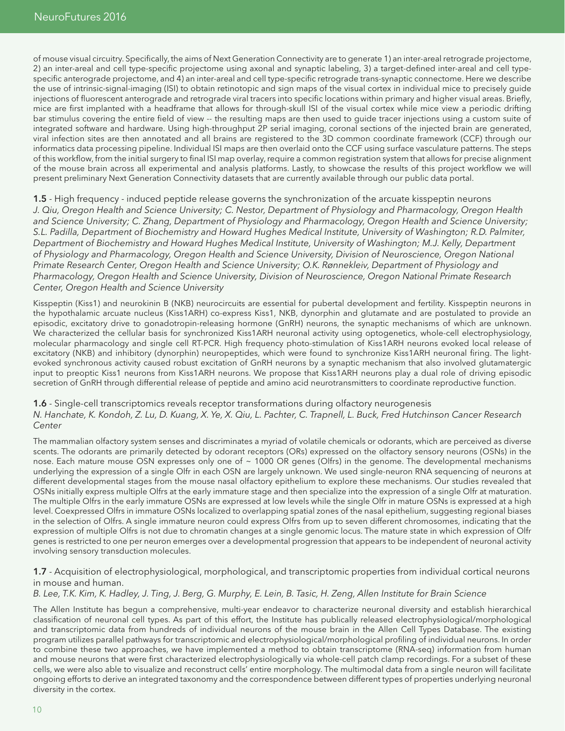of mouse visual circuitry. Specifically, the aims of Next Generation Connectivity are to generate 1) an inter-areal retrograde projectome, 2) an inter-areal and cell type-specific projectome using axonal and synaptic labeling, 3) a target-defined inter-areal and cell type-specific anterograde projectome, and 4) an inter-areal and cell type-specific retrograde trans-synaptic connectome. Here we describe the use of intrinsic-signal-imaging (ISI) to obtain retinotopic and sign maps of the visual cortex in individual mice to precisely guide injections of fluorescent anterograde and retrograde viral tracers into specific locations within primary and higher visual areas. Briefly, mice are first implanted with a headframe that allows for through-skull ISI of the visual cortex while mice view a periodic drifting bar stimulus covering the entire field of view -- the resulting maps are then used to guide tracer injections using a custom suite of integrated software and hardware. Using high-throughput 2P serial imaging, coronal sections of the injected brain are generated, viral infection sites are then annotated and all brains are registered to the 3D common coordinate framework (CCF) through our informatics data processing pipeline. Individual ISI maps are then overlaid onto the CCF using surface vasculature patterns. The steps of this workflow, from the initial surgery to final ISI map overlay, require a common registration system that allows for precise alignment of the mouse brain across all experimental and analysis platforms. Lastly, to showcase the results of this project workflow we will present preliminary Next Generation Connectivity datasets that are currently available through our public data portal.

**1.5** - High frequency - induced peptide release governs the synchronization of the arcuate kisspeptin neurons
*J. Qiu, Oregon Health and Science University; C. Nestor, Department of Physiology and Pharmacology, Oregon Health and Science University; C. Zhang, Department of Physiology and Pharmacology, Oregon Health and Science University; S.L. Padilla, Department of Biochemistry and Howard Hughes Medical Institute, University of Washington; R.D. Palmiter, Department of Biochemistry and Howard Hughes Medical Institute, University of Washington; M.J. Kelly, Department of Physiology and Pharmacology, Oregon Health and Science University, Division of Neuroscience, Oregon National Primate Research Center, Oregon Health and Science University; O.K. Rønnekleiv, Department of Physiology and Pharmacology, Oregon Health and Science University, Division of Neuroscience, Oregon National Primate Research Center, Oregon Health and Science University*

Kisspeptin (Kiss1) and neurokinin B (NKB) neurocircuits are essential for pubertal development and fertility. Kisspeptin neurons in the hypothalamic arcuate nucleus (Kiss1ARH) co-express Kiss1, NKB, dynorphin and glutamate and are postulated to provide an episodic, excitatory drive to gonadotropin-releasing hormone (GnRH) neurons, the synaptic mechanisms of which are unknown. We characterized the cellular basis for synchronized Kiss1ARH neuronal activity using optogenetics, whole-cell electrophysiology, molecular pharmacology and single cell RT-PCR. High frequency photo-stimulation of Kiss1ARH neurons evoked local release of excitatory (NKB) and inhibitory (dynorphin) neuropeptides, which were found to synchronize Kiss1ARH neuronal firing. The light-evoked synchronous activity caused robust excitation of GnRH neurons by a synaptic mechanism that also involved glutamatergic input to preoptic Kiss1 neurons from Kiss1ARH neurons. We propose that Kiss1ARH neurons play a dual role of driving episodic secretion of GnRH through differential release of peptide and amino acid neurotransmitters to coordinate reproductive function.

**1.6** - Single-cell transcriptomics reveals receptor transformations during olfactory neurogenesis
*N. Hanchate, K. Kondoh, Z. Lu, D. Kuang, X. Ye, X. Qiu, L. Pachter, C. Trapnell, L. Buck, Fred Hutchinson Cancer Research Center*

The mammalian olfactory system senses and discriminates a myriad of volatile chemicals or odorants, which are perceived as diverse scents. The odorants are primarily detected by odorant receptors (ORs) expressed on the olfactory sensory neurons (OSNs) in the nose. Each mature mouse OSN expresses only one of ~ 1000 OR genes (Olfrs) in the genome. The developmental mechanisms underlying the expression of a single Olfr in each OSN are largely unknown. We used single-neuron RNA sequencing of neurons at different developmental stages from the mouse nasal olfactory epithelium to explore these mechanisms. Our studies revealed that OSNs initially express multiple Olfrs at the early immature stage and then specialize into the expression of a single Olfr at maturation. The multiple Olfrs in the early immature OSNs are expressed at low levels while the single Olfr in mature OSNs is expressed at a high level. Coexpressed Olfrs in immature OSNs localized to overlapping spatial zones of the nasal epithelium, suggesting regional biases in the selection of Olfrs. A single immature neuron could express Olfrs from up to seven different chromosomes, indicating that the expression of multiple Olfrs is not due to chromatin changes at a single genomic locus. The mature state in which expression of Olfr genes is restricted to one per neuron emerges over a developmental progression that appears to be independent of neuronal activity involving sensory transduction molecules.

**1.7** - Acquisition of electrophysiological, morphological, and transcriptomic properties from individual cortical neurons in mouse and human.
*B. Lee, T.K. Kim, K. Hadley, J. Ting, J. Berg, G. Murphy, E. Lein, B. Tasic, H. Zeng, Allen Institute for Brain Science*

The Allen Institute has begun a comprehensive, multi-year endeavor to characterize neuronal diversity and establish hierarchical classification of neuronal cell types. As part of this effort, the Institute has publically released electrophysiological/morphological and transcriptomic data from hundreds of individual neurons of the mouse brain in the Allen Cell Types Database. The existing program utilizes parallel pathways for transcriptomic and electrophysiological/morphological profiling of individual neurons. In order to combine these two approaches, we have implemented a method to obtain transcriptome (RNA-seq) information from human and mouse neurons that were first characterized electrophysiologically via whole-cell patch clamp recordings. For a subset of these cells, we were also able to visualize and reconstruct cells' entire morphology. The multimodal data from a single neuron will facilitate ongoing efforts to derive an integrated taxonomy and the correspondence between different types of properties underlying neuronal diversity in the cortex.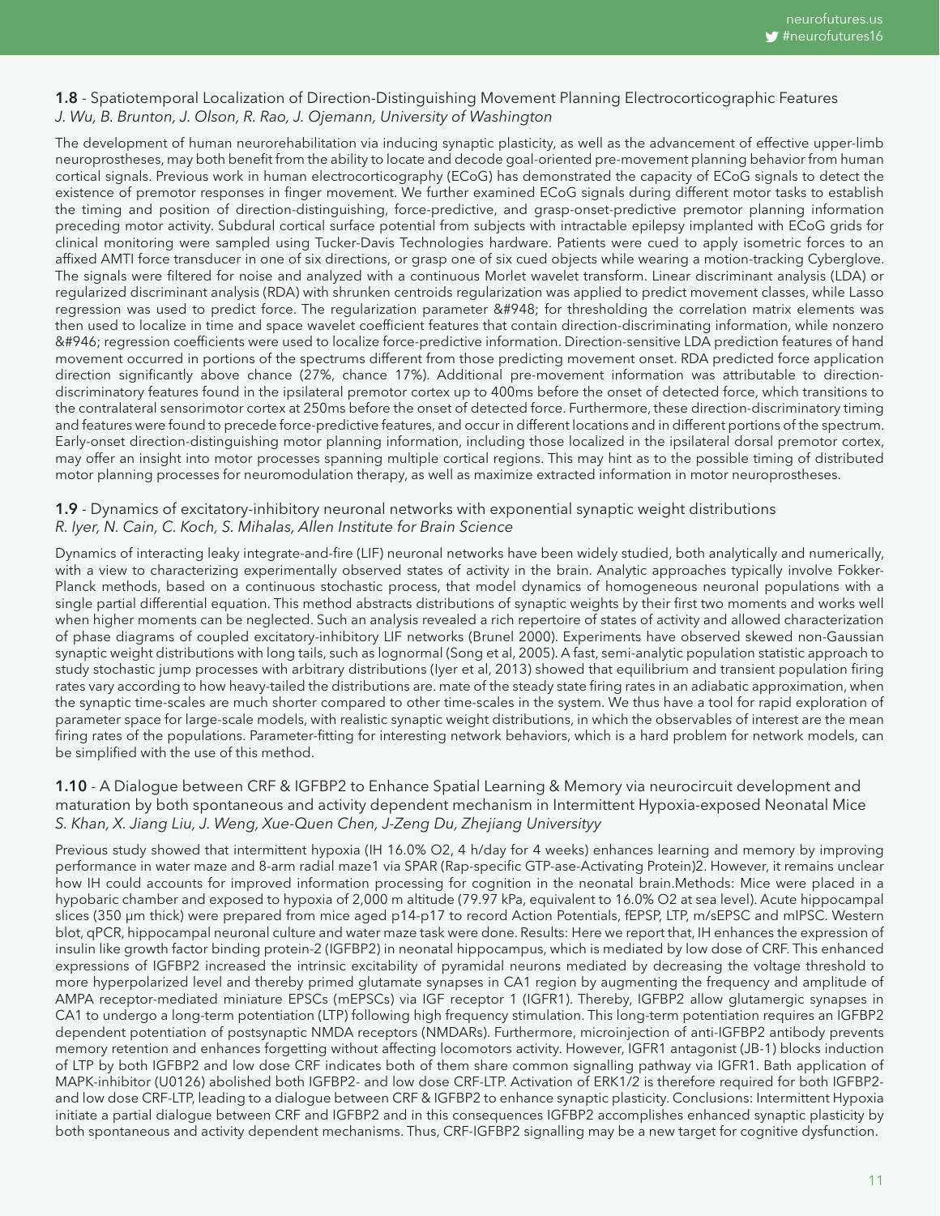**1.8** - Spatiotemporal Localization of Direction-Distinguishing Movement Planning Electrocorticographic Features
*J. Wu, B. Brunton, J. Olson, R. Rao, J. Ojemann, University of Washington*

The development of human neurorehabilitation via inducing synaptic plasticity, as well as the advancement of effective upper-limb neuroprostheses, may both benefit from the ability to locate and decode goal-oriented pre-movement planning behavior from human cortical signals. Previous work in human electrocorticography (ECoG) has demonstrated the capacity of ECoG signals to detect the existence of premotor responses in finger movement. We further examined ECoG signals during different motor tasks to establish the timing and position of direction-distinguishing, force-predictive, and grasp-onset-predictive premotor planning information preceding motor activity. Subdural cortical surface potential from subjects with intractable epilepsy implanted with ECoG grids for clinical monitoring were sampled using Tucker-Davis Technologies hardware. Patients were cued to apply isometric forces to an affixed AMTI force transducer in one of six directions, or grasp one of six cued objects while wearing a motion-tracking Cyberglove. The signals were filtered for noise and analyzed with a continuous Morlet wavelet transform. Linear discriminant analysis (LDA) or regularized discriminant analysis (RDA) with shrunken centroids regularization was applied to predict movement classes, while Lasso regression was used to predict force. The regularization parameter &#948; for thresholding the correlation matrix elements was then used to localize in time and space wavelet coefficient features that contain direction-discriminating information, while nonzero &#946; regression coefficients were used to localize force-predictive information. Direction-sensitive LDA prediction features of hand movement occurred in portions of the spectrums different from those predicting movement onset. RDA predicted force application direction significantly above chance (27%, chance 17%). Additional pre-movement information was attributable to direction-discriminatory features found in the ipsilateral premotor cortex up to 400ms before the onset of detected force, which transitions to the contralateral sensorimotor cortex at 250ms before the onset of detected force. Furthermore, these direction-discriminatory timing and features were found to precede force-predictive features, and occur in different locations and in different portions of the spectrum. Early-onset direction-distinguishing motor planning information, including those localized in the ipsilateral dorsal premotor cortex, may offer an insight into motor processes spanning multiple cortical regions. This may hint as to the possible timing of distributed motor planning processes for neuromodulation therapy, as well as maximize extracted information in motor neuroprostheses.

**1.9** - Dynamics of excitatory-inhibitory neuronal networks with exponential synaptic weight distributions
*R. Iyer, N. Cain, C. Koch, S. Mihalas, Allen Institute for Brain Science*

Dynamics of interacting leaky integrate-and-fire (LIF) neuronal networks have been widely studied, both analytically and numerically, with a view to characterizing experimentally observed states of activity in the brain. Analytic approaches typically involve Fokker-Planck methods, based on a continuous stochastic process, that model dynamics of homogeneous neuronal populations with a single partial differential equation. This method abstracts distributions of synaptic weights by their first two moments and works well when higher moments can be neglected. Such an analysis revealed a rich repertoire of states of activity and allowed characterization of phase diagrams of coupled excitatory-inhibitory LIF networks (Brunel 2000). Experiments have observed skewed non-Gaussian synaptic weight distributions with long tails, such as lognormal (Song et al, 2005). A fast, semi-analytic population statistic approach to study stochastic jump processes with arbitrary distributions (Iyer et al, 2013) showed that equilibrium and transient population firing rates vary according to how heavy-tailed the distributions are. mate of the steady state firing rates in an adiabatic approximation, when the synaptic time-scales are much shorter compared to other time-scales in the system. We thus have a tool for rapid exploration of parameter space for large-scale models, with realistic synaptic weight distributions, in which the observables of interest are the mean firing rates of the populations. Parameter-fitting for interesting network behaviors, which is a hard problem for network models, can be simplified with the use of this method.

**1.10** - A Dialogue between CRF & IGFBP2 to Enhance Spatial Learning & Memory via neurocircuit development and maturation by both spontaneous and activity dependent mechanism in Intermittent Hypoxia-exposed Neonatal Mice
*S. Khan, X. Jiang Liu, J. Weng, Xue-Quen Chen, J-Zeng Du, Zhejiang Universityy*

Previous study showed that intermittent hypoxia (IH 16.0% $O_2$, 4 h/day for 4 weeks) enhances learning and memory by improving performance in water maze and 8-arm radial maze1 via SPAR (Rap-specific GTP-ase-Activating Protein)2. However, it remains unclear how IH could accounts for improved information processing for cognition in the neonatal brain.Methods: Mice were placed in a hypobaric chamber and exposed to hypoxia of 2,000 m altitude (79.97 kPa, equivalent to 16.0% $O_2$ at sea level). Acute hippocampal slices (350 μm thick) were prepared from mice aged p14-p17 to record Action Potentials, fEPSP, LTP, m/sEPSC and mIPSC. Western blot, qPCR, hippocampal neuronal culture and water maze task were done. Results: Here we report that, IH enhances the expression of insulin like growth factor binding protein-2 (IGFBP2) in neonatal hippocampus, which is mediated by low dose of CRF. This enhanced expressions of IGFBP2 increased the intrinsic excitability of pyramidal neurons mediated by decreasing the voltage threshold to more hyperpolarized level and thereby primed glutamate synapses in CA1 region by augmenting the frequency and amplitude of AMPA receptor-mediated miniature EPSCs (mEPSCs) via IGF receptor 1 (IGFR1). Thereby, IGFBP2 allow glutamergic synapses in CA1 to undergo a long-term potentiation (LTP) following high frequency stimulation. This long-term potentiation requires an IGFBP2 dependent potentiation of postsynaptic NMDA receptors (NMDARs). Furthermore, microinjection of anti-IGFBP2 antibody prevents memory retention and enhances forgetting without affecting locomotors activity. However, IGFR1 antagonist (JB-1) blocks induction of LTP by both IGFBP2 and low dose CRF indicates both of them share common signalling pathway via IGFR1. Bath application of MAPK-inhibitor (U0126) abolished both IGFBP2- and low dose CRF-LTP. Activation of ERK1/2 is therefore required for both IGFBP2- and low dose CRF-LTP, leading to a dialogue between CRF & IGFBP2 to enhance synaptic plasticity. Conclusions: Intermittent Hypoxia initiate a partial dialogue between CRF and IGFBP2 and in this consequences IGFBP2 accomplishes enhanced synaptic plasticity by both spontaneous and activity dependent mechanisms. Thus, CRF-IGFBP2 signalling may be a new target for cognitive dysfunction.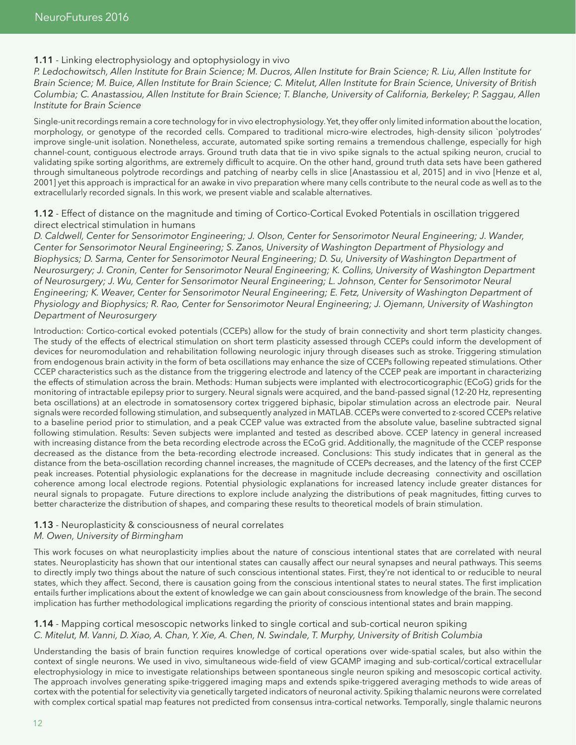**1.11** - Linking electrophysiology and optophysiology in vivo

*P. Ledochowitsch, Allen Institute for Brain Science; M. Ducros, Allen Institute for Brain Science; R. Liu, Allen Institute for Brain Science; M. Buice, Allen Institute for Brain Science; C. Mitelut, Allen Institute for Brain Science, University of British Columbia; C. Anastassiou, Allen Institute for Brain Science; T. Blanche, University of California, Berkeley; P. Saggau, Allen Institute for Brain Science*

Single-unit recordings remain a core technology for in vivo electrophysiology. Yet, they offer only limited information about the location, morphology, or genotype of the recorded cells. Compared to traditional micro-wire electrodes, high-density silicon `polytrodes' improve single-unit isolation. Nonetheless, accurate, automated spike sorting remains a tremendous challenge, especially for high channel-count, contiguous electrode arrays. Ground truth data that tie in vivo spike signals to the actual spiking neuron, crucial to validating spike sorting algorithms, are extremely difficult to acquire. On the other hand, ground truth data sets have been gathered through simultaneous polytrode recordings and patching of nearby cells in slice [Anastassiou et al, 2015] and in vivo [Henze et al, 2001] yet this approach is impractical for an awake in vivo preparation where many cells contribute to the neural code as well as to the extracellularly recorded signals. In this work, we present viable and scalable alternatives.

**1.12** - Effect of distance on the magnitude and timing of Cortico-Cortical Evoked Potentials in oscillation triggered direct electrical stimulation in humans

*D. Caldwell, Center for Sensorimotor Engineering; J. Olson, Center for Sensorimotor Neural Engineering; J. Wander, Center for Sensorimotor Neural Engineering; S. Zanos, University of Washington Department of Physiology and Biophysics; D. Sarma, Center for Sensorimotor Neural Engineering; D. Su, University of Washington Department of Neurosurgery; J. Cronin, Center for Sensorimotor Neural Engineering; K. Collins, University of Washington Department of Neurosurgery; J. Wu, Center for Sensorimotor Neural Engineering; L. Johnson, Center for Sensorimotor Neural Engineering; K. Weaver, Center for Sensorimotor Neural Engineering; E. Fetz, University of Washington Department of Physiology and Biophysics; R. Rao, Center for Sensorimotor Neural Engineering; J. Ojemann, University of Washington Department of Neurosurgery*

Introduction: Cortico-cortical evoked potentials (CCEPs) allow for the study of brain connectivity and short term plasticity changes. The study of the effects of electrical stimulation on short term plasticity assessed through CCEPs could inform the development of devices for neuromodulation and rehabilitation following neurologic injury through diseases such as stroke. Triggering stimulation from endogenous brain activity in the form of beta oscillations may enhance the size of CCEPs following repeated stimulations. Other CCEP characteristics such as the distance from the triggering electrode and latency of the CCEP peak are important in characterizing the effects of stimulation across the brain. Methods: Human subjects were implanted with electrocorticographic (ECoG) grids for the monitoring of intractable epilepsy prior to surgery. Neural signals were acquired, and the band-passed signal (12-20 Hz, representing beta oscillations) at an electrode in somatosensory cortex triggered biphasic, bipolar stimulation across an electrode pair. Neural signals were recorded following stimulation, and subsequently analyzed in MATLAB. CCEPs were converted to z-scored CCEPs relative to a baseline period prior to stimulation, and a peak CCEP value was extracted from the absolute value, baseline subtracted signal following stimulation. Results: Seven subjects were implanted and tested as described above. CCEP latency in general increased with increasing distance from the beta recording electrode across the ECoG grid. Additionally, the magnitude of the CCEP response decreased as the distance from the beta-recording electrode increased. Conclusions: This study indicates that in general as the distance from the beta-oscillation recording channel increases, the magnitude of CCEPs decreases, and the latency of the first CCEP peak increases. Potential physiologic explanations for the decrease in magnitude include decreasing connectivity and oscillation coherence among local electrode regions. Potential physiologic explanations for increased latency include greater distances for neural signals to propagate. Future directions to explore include analyzing the distributions of peak magnitudes, fitting curves to better characterize the distribution of shapes, and comparing these results to theoretical models of brain stimulation.

**1.13** - Neuroplasticity & consciousness of neural correlates

*M. Owen, University of Birmingham*

This work focuses on what neuroplasticity implies about the nature of conscious intentional states that are correlated with neural states. Neuroplasticity has shown that our intentional states can causally affect our neural synapses and neural pathways. This seems to directly imply two things about the nature of such conscious intentional states. First, they're not identical to or reducible to neural states, which they affect. Second, there is causation going from the conscious intentional states to neural states. The first implication entails further implications about the extent of knowledge we can gain about consciousness from knowledge of the brain. The second implication has further methodological implications regarding the priority of conscious intentional states and brain mapping.

**1.14** - Mapping cortical mesoscopic networks linked to single cortical and sub-cortical neuron spiking

*C. Mitelut, M. Vanni, D. Xiao, A. Chan, Y. Xie, A. Chen, N. Swindale, T. Murphy, University of British Columbia*

Understanding the basis of brain function requires knowledge of cortical operations over wide-spatial scales, but also within the context of single neurons. We used in vivo, simultaneous wide-field of view GCAMP imaging and sub-cortical/cortical extracellular electrophysiology in mice to investigate relationships between spontaneous single neuron spiking and mesoscopic cortical activity. The approach involves generating spike-triggered imaging maps and extends spike-triggered averaging methods to wide areas of cortex with the potential for selectivity via genetically targeted indicators of neuronal activity. Spiking thalamic neurons were correlated with complex cortical spatial map features not predicted from consensus intra-cortical networks. Temporally, single thalamic neurons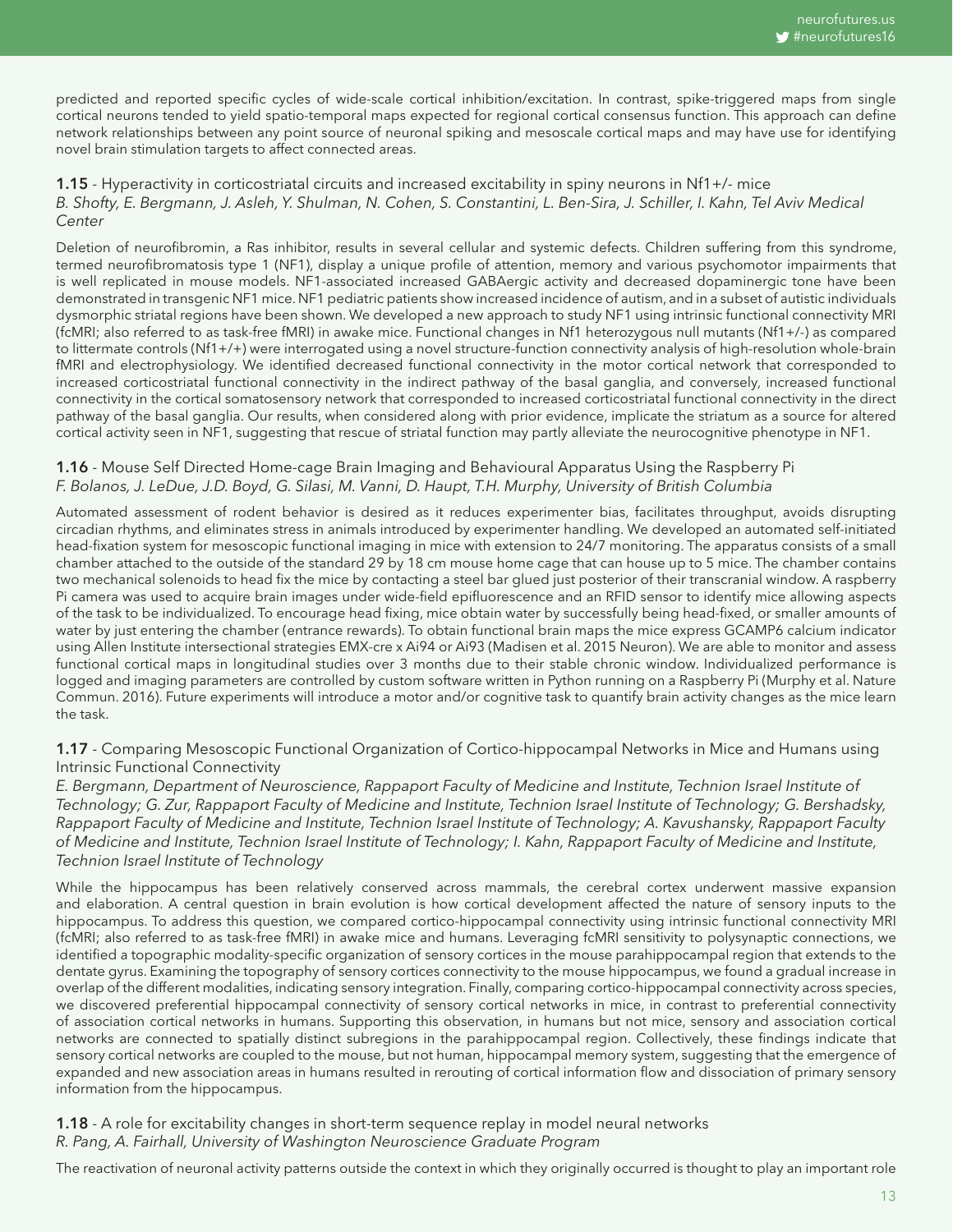predicted and reported specific cycles of wide-scale cortical inhibition/excitation. In contrast, spike-triggered maps from single cortical neurons tended to yield spatio-temporal maps expected for regional cortical consensus function. This approach can define network relationships between any point source of neuronal spiking and mesoscale cortical maps and may have use for identifying novel brain stimulation targets to affect connected areas.

### 1.15 - Hyperactivity in corticostriatal circuits and increased excitability in spiny neurons in Nf1+/- mice

*B. Shofty, E. Bergmann, J. Asleh, Y. Shulman, N. Cohen, S. Constantini, L. Ben-Sira, J. Schiller, I. Kahn, Tel Aviv Medical Center*

Deletion of neurofibromin, a Ras inhibitor, results in several cellular and systemic defects. Children suffering from this syndrome, termed neurofibromatosis type 1 (NF1), display a unique profile of attention, memory and various psychomotor impairments that is well replicated in mouse models. NF1-associated increased GABAergic activity and decreased dopaminergic tone have been demonstrated in transgenic NF1 mice. NF1 pediatric patients show increased incidence of autism, and in a subset of autistic individuals dysmorphic striatal regions have been shown. We developed a new approach to study NF1 using intrinsic functional connectivity MRI (fcMRI; also referred to as task-free fMRI) in awake mice. Functional changes in Nf1 heterozygous null mutants (Nf1+/-) as compared to littermate controls (Nf1+/+) were interrogated using a novel structure-function connectivity analysis of high-resolution whole-brain fMRI and electrophysiology. We identified decreased functional connectivity in the motor cortical network that corresponded to increased corticostriatal functional connectivity in the indirect pathway of the basal ganglia, and conversely, increased functional connectivity in the cortical somatosensory network that corresponded to increased corticostriatal functional connectivity in the direct pathway of the basal ganglia. Our results, when considered along with prior evidence, implicate the striatum as a source for altered cortical activity seen in NF1, suggesting that rescue of striatal function may partly alleviate the neurocognitive phenotype in NF1.

### 1.16 - Mouse Self Directed Home-cage Brain Imaging and Behavioural Apparatus Using the Raspberry Pi

*F. Bolanos, J. LeDue, J.D. Boyd, G. Silasi, M. Vanni, D. Haupt, T.H. Murphy, University of British Columbia*

Automated assessment of rodent behavior is desired as it reduces experimenter bias, facilitates throughput, avoids disrupting circadian rhythms, and eliminates stress in animals introduced by experimenter handling. We developed an automated self-initiated head-fixation system for mesoscopic functional imaging in mice with extension to 24/7 monitoring. The apparatus consists of a small chamber attached to the outside of the standard 29 by 18 cm mouse home cage that can house up to 5 mice. The chamber contains two mechanical solenoids to head fix the mice by contacting a steel bar glued just posterior of their transcranial window. A raspberry Pi camera was used to acquire brain images under wide-field epifluorescence and an RFID sensor to identify mice allowing aspects of the task to be individualized. To encourage head fixing, mice obtain water by successfully being head-fixed, or smaller amounts of water by just entering the chamber (entrance rewards). To obtain functional brain maps the mice express GCAMP6 calcium indicator using Allen Institute intersectional strategies EMX-cre x Ai94 or Ai93 (Madisen et al. 2015 Neuron). We are able to monitor and assess functional cortical maps in longitudinal studies over 3 months due to their stable chronic window. Individualized performance is logged and imaging parameters are controlled by custom software written in Python running on a Raspberry Pi (Murphy et al. Nature Commun. 2016). Future experiments will introduce a motor and/or cognitive task to quantify brain activity changes as the mice learn the task.

### 1.17 - Comparing Mesoscopic Functional Organization of Cortico-hippocampal Networks in Mice and Humans using Intrinsic Functional Connectivity

*E. Bergmann, Department of Neuroscience, Rappaport Faculty of Medicine and Institute, Technion Israel Institute of Technology; G. Zur, Rappaport Faculty of Medicine and Institute, Technion Israel Institute of Technology; G. Bershadsky, Rappaport Faculty of Medicine and Institute, Technion Israel Institute of Technology; A. Kavushansky, Rappaport Faculty of Medicine and Institute, Technion Israel Institute of Technology; I. Kahn, Rappaport Faculty of Medicine and Institute, Technion Israel Institute of Technology*

While the hippocampus has been relatively conserved across mammals, the cerebral cortex underwent massive expansion and elaboration. A central question in brain evolution is how cortical development affected the nature of sensory inputs to the hippocampus. To address this question, we compared cortico-hippocampal connectivity using intrinsic functional connectivity MRI (fcMRI; also referred to as task-free fMRI) in awake mice and humans. Leveraging fcMRI sensitivity to polysynaptic connections, we identified a topographic modality-specific organization of sensory cortices in the mouse parahippocampal region that extends to the dentate gyrus. Examining the topography of sensory cortices connectivity to the mouse hippocampus, we found a gradual increase in overlap of the different modalities, indicating sensory integration. Finally, comparing cortico-hippocampal connectivity across species, we discovered preferential hippocampal connectivity of sensory cortical networks in mice, in contrast to preferential connectivity of association cortical networks in humans. Supporting this observation, in humans but not mice, sensory and association cortical networks are connected to spatially distinct subregions in the parahippocampal region. Collectively, these findings indicate that sensory cortical networks are coupled to the mouse, but not human, hippocampal memory system, suggesting that the emergence of expanded and new association areas in humans resulted in rerouting of cortical information flow and dissociation of primary sensory information from the hippocampus.

### 1.18 - A role for excitability changes in short-term sequence replay in model neural networks

*R. Pang, A. Fairhall, University of Washington Neuroscience Graduate Program*

The reactivation of neuronal activity patterns outside the context in which they originally occurred is thought to play an important role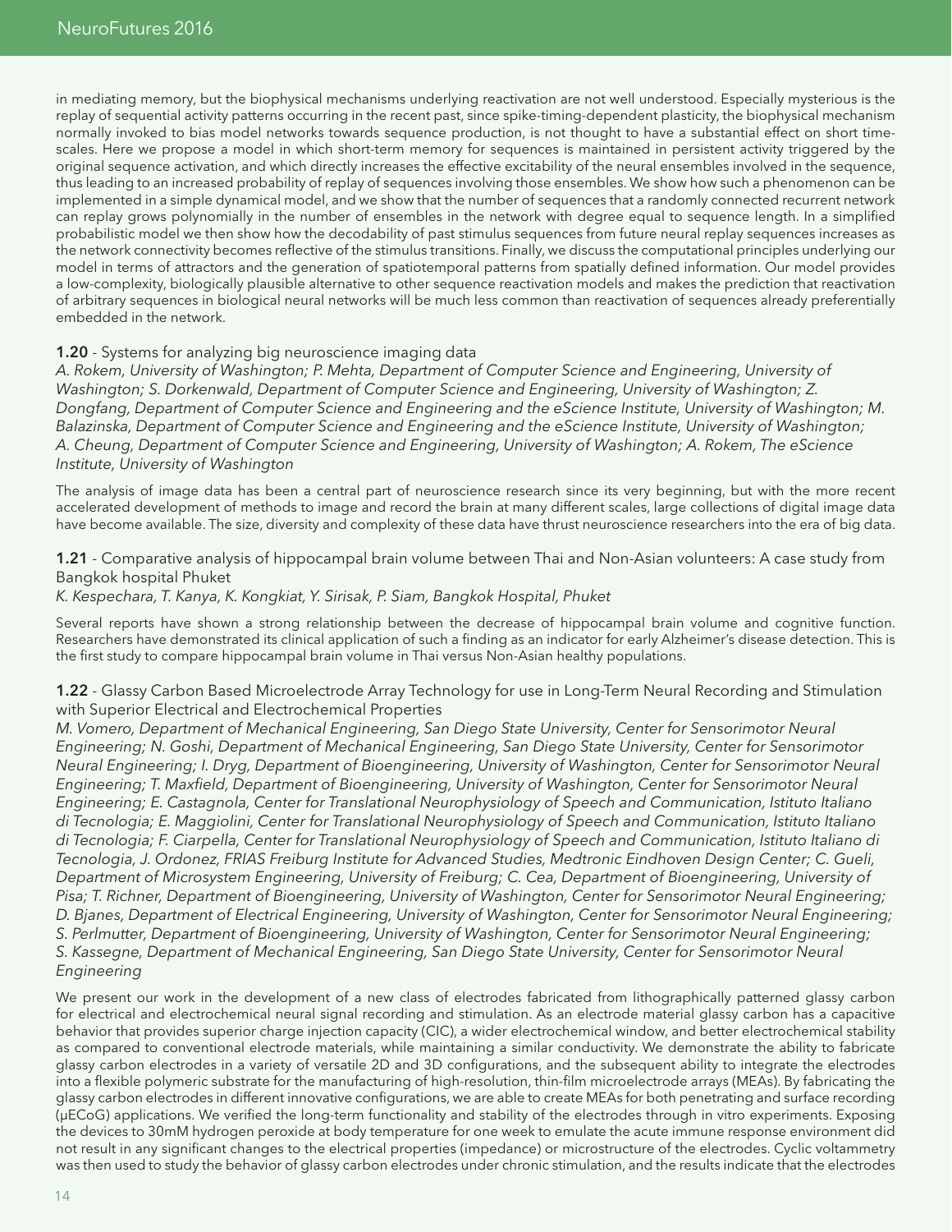in mediating memory, but the biophysical mechanisms underlying reactivation are not well understood. Especially mysterious is the replay of sequential activity patterns occurring in the recent past, since spike-timing-dependent plasticity, the biophysical mechanism normally invoked to bias model networks towards sequence production, is not thought to have a substantial effect on short time-scales. Here we propose a model in which short-term memory for sequences is maintained in persistent activity triggered by the original sequence activation, and which directly increases the effective excitability of the neural ensembles involved in the sequence, thus leading to an increased probability of replay of sequences involving those ensembles. We show how such a phenomenon can be implemented in a simple dynamical model, and we show that the number of sequences that a randomly connected recurrent network can replay grows polynomially in the number of ensembles in the network with degree equal to sequence length. In a simplified probabilistic model we then show how the decodability of past stimulus sequences from future neural replay sequences increases as the network connectivity becomes reflective of the stimulus transitions. Finally, we discuss the computational principles underlying our model in terms of attractors and the generation of spatiotemporal patterns from spatially defined information. Our model provides a low-complexity, biologically plausible alternative to other sequence reactivation models and makes the prediction that reactivation of arbitrary sequences in biological neural networks will be much less common than reactivation of sequences already preferentially embedded in the network.

**1.20** - Systems for analyzing big neuroscience imaging data

*A. Rokem, University of Washington; P. Mehta, Department of Computer Science and Engineering, University of Washington; S. Dorkenwald, Department of Computer Science and Engineering, University of Washington; Z. Dongfang, Department of Computer Science and Engineering and the eScience Institute, University of Washington; M. Balazinska, Department of Computer Science and Engineering and the eScience Institute, University of Washington; A. Cheung, Department of Computer Science and Engineering, University of Washington; A. Rokem, The eScience Institute, University of Washington*

The analysis of image data has been a central part of neuroscience research since its very beginning, but with the more recent accelerated development of methods to image and record the brain at many different scales, large collections of digital image data have become available. The size, diversity and complexity of these data have thrust neuroscience researchers into the era of big data.

**1.21** - Comparative analysis of hippocampal brain volume between Thai and Non-Asian volunteers: A case study from Bangkok hospital Phuket

*K. Kespechara, T. Kanya, K. Kongkiat, Y. Sirisak, P. Siam, Bangkok Hospital, Phuket*

Several reports have shown a strong relationship between the decrease of hippocampal brain volume and cognitive function. Researchers have demonstrated its clinical application of such a finding as an indicator for early Alzheimer's disease detection. This is the first study to compare hippocampal brain volume in Thai versus Non-Asian healthy populations.

**1.22** - Glassy Carbon Based Microelectrode Array Technology for use in Long-Term Neural Recording and Stimulation with Superior Electrical and Electrochemical Properties

*M. Vomero, Department of Mechanical Engineering, San Diego State University, Center for Sensorimotor Neural Engineering; N. Goshi, Department of Mechanical Engineering, San Diego State University, Center for Sensorimotor Neural Engineering; I. Dryg, Department of Bioengineering, University of Washington, Center for Sensorimotor Neural Engineering; T. Maxfield, Department of Bioengineering, University of Washington, Center for Sensorimotor Neural Engineering; E. Castagnola, Center for Translational Neurophysiology of Speech and Communication, Istituto Italiano di Tecnologia; E. Maggiolini, Center for Translational Neurophysiology of Speech and Communication, Istituto Italiano di Tecnologia; F. Ciarpella, Center for Translational Neurophysiology of Speech and Communication, Istituto Italiano di Tecnologia, J. Ordonez, FRIAS Freiburg Institute for Advanced Studies, Medtronic Eindhoven Design Center; C. Gueli, Department of Microsystem Engineering, University of Freiburg; C. Cea, Department of Bioengineering, University of Pisa; T. Richner, Department of Bioengineering, University of Washington, Center for Sensorimotor Neural Engineering; D. Bjanes, Department of Electrical Engineering, University of Washington, Center for Sensorimotor Neural Engineering; S. Perlmutter, Department of Bioengineering, University of Washington, Center for Sensorimotor Neural Engineering; S. Kassegne, Department of Mechanical Engineering, San Diego State University, Center for Sensorimotor Neural Engineering*

We present our work in the development of a new class of electrodes fabricated from lithographically patterned glassy carbon for electrical and electrochemical neural signal recording and stimulation. As an electrode material glassy carbon has a capacitive behavior that provides superior charge injection capacity (CIC), a wider electrochemical window, and better electrochemical stability as compared to conventional electrode materials, while maintaining a similar conductivity. We demonstrate the ability to fabricate glassy carbon electrodes in a variety of versatile 2D and 3D configurations, and the subsequent ability to integrate the electrodes into a flexible polymeric substrate for the manufacturing of high-resolution, thin-film microelectrode arrays (MEAs). By fabricating the glassy carbon electrodes in different innovative configurations, we are able to create MEAs for both penetrating and surface recording (μECoG) applications. We verified the long-term functionality and stability of the electrodes through in vitro experiments. Exposing the devices to 30mM hydrogen peroxide at body temperature for one week to emulate the acute immune response environment did not result in any significant changes to the electrical properties (impedance) or microstructure of the electrodes. Cyclic voltammetry was then used to study the behavior of glassy carbon electrodes under chronic stimulation, and the results indicate that the electrodes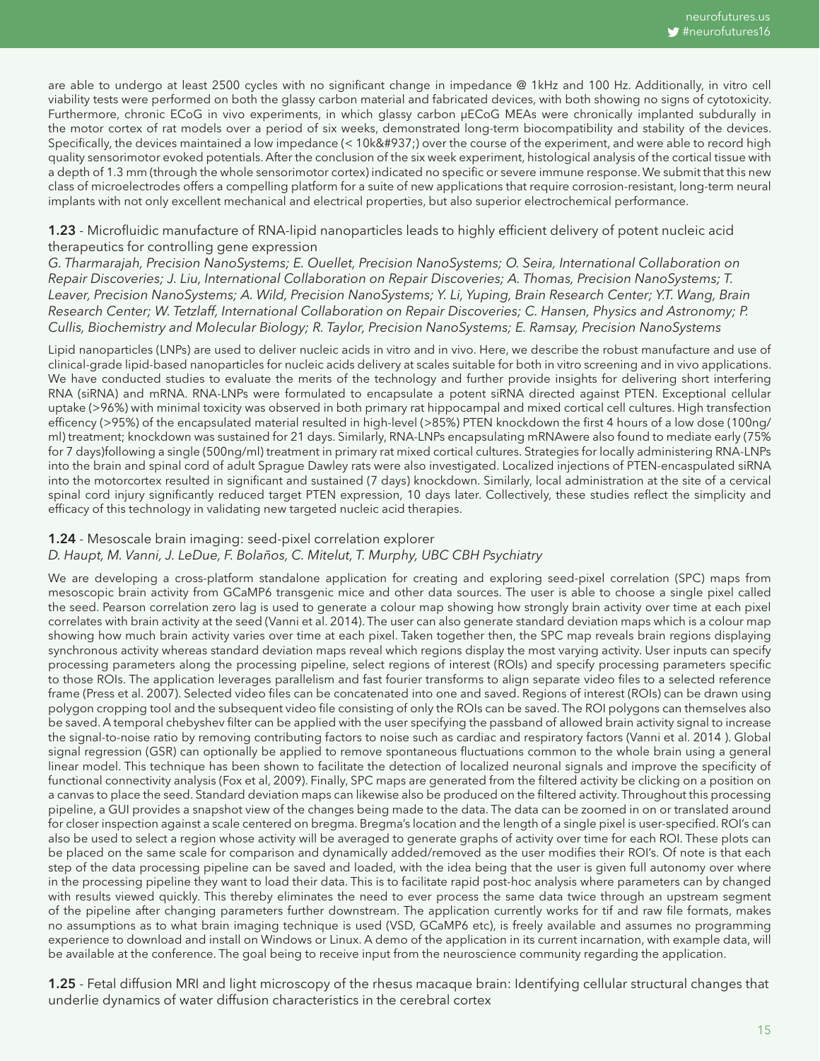are able to undergo at least 2500 cycles with no significant change in impedance @ 1kHz and 100 Hz. Additionally, in vitro cell viability tests were performed on both the glassy carbon material and fabricated devices, with both showing no signs of cytotoxicity. Furthermore, chronic ECoG in vivo experiments, in which glassy carbon μECoG MEAs were chronically implanted subdurally in the motor cortex of rat models over a period of six weeks, demonstrated long-term biocompatibility and stability of the devices. Specifically, the devices maintained a low impedance (< 10k&#937;) over the course of the experiment, and were able to record high quality sensorimotor evoked potentials. After the conclusion of the six week experiment, histological analysis of the cortical tissue with a depth of 1.3 mm (through the whole sensorimotor cortex) indicated no specific or severe immune response. We submit that this new class of microelectrodes offers a compelling platform for a suite of new applications that require corrosion-resistant, long-term neural implants with not only excellent mechanical and electrical properties, but also superior electrochemical performance.

**1.23** - Microfluidic manufacture of RNA-lipid nanoparticles leads to highly efficient delivery of potent nucleic acid therapeutics for controlling gene expression

*G. Tharmarajah, Precision NanoSystems; E. Ouellet, Precision NanoSystems; O. Seira, International Collaboration on Repair Discoveries; J. Liu, International Collaboration on Repair Discoveries; A. Thomas, Precision NanoSystems; T. Leaver, Precision NanoSystems; A. Wild, Precision NanoSystems; Y. Li, Yuping, Brain Research Center; Y.T. Wang, Brain Research Center; W. Tetzlaff, International Collaboration on Repair Discoveries; C. Hansen, Physics and Astronomy; P. Cullis, Biochemistry and Molecular Biology; R. Taylor, Precision NanoSystems; E. Ramsay, Precision NanoSystems*

Lipid nanoparticles (LNPs) are used to deliver nucleic acids in vitro and in vivo. Here, we describe the robust manufacture and use of clinical-grade lipid-based nanoparticles for nucleic acids delivery at scales suitable for both in vitro screening and in vivo applications. We have conducted studies to evaluate the merits of the technology and further provide insights for delivering short interfering RNA (siRNA) and mRNA. RNA-LNPs were formulated to encapsulate a potent siRNA directed against PTEN. Exceptional cellular uptake (>96%) with minimal toxicity was observed in both primary rat hippocampal and mixed cortical cell cultures. High transfection efficency (>95%) of the encapsulated material resulted in high-level (>85%) PTEN knockdown the first 4 hours of a low dose (100ng/ml) treatment; knockdown was sustained for 21 days. Similarly, RNA-LNPs encapsulating mRNAwere also found to mediate early (75% for 7 days)following a single (500ng/ml) treatment in primary rat mixed cortical cultures. Strategies for locally administering RNA-LNPs into the brain and spinal cord of adult Sprague Dawley rats were also investigated. Localized injections of PTEN-encaspulated siRNA into the motorcortex resulted in significant and sustained (7 days) knockdown. Similarly, local administration at the site of a cervical spinal cord injury significantly reduced target PTEN expression, 10 days later. Collectively, these studies reflect the simplicity and efficacy of this technology in validating new targeted nucleic acid therapies.

**1.24** - Mesoscale brain imaging: seed-pixel correlation explorer

*D. Haupt, M. Vanni, J. LeDue, F. Bolaños, C. Mitelut, T. Murphy, UBC CBH Psychiatry*

We are developing a cross-platform standalone application for creating and exploring seed-pixel correlation (SPC) maps from mesoscopic brain activity from GCaMP6 transgenic mice and other data sources. The user is able to choose a single pixel called the seed. Pearson correlation zero lag is used to generate a colour map showing how strongly brain activity over time at each pixel correlates with brain activity at the seed (Vanni et al. 2014). The user can also generate standard deviation maps which is a colour map showing how much brain activity varies over time at each pixel. Taken together then, the SPC map reveals brain regions displaying synchronous activity whereas standard deviation maps reveal which regions display the most varying activity. User inputs can specify processing parameters along the processing pipeline, select regions of interest (ROIs) and specify processing parameters specific to those ROIs. The application leverages parallelism and fast fourier transforms to align separate video files to a selected reference frame (Press et al. 2007). Selected video files can be concatenated into one and saved. Regions of interest (ROIs) can be drawn using polygon cropping tool and the subsequent video file consisting of only the ROIs can be saved. The ROI polygons can themselves also be saved. A temporal chebyshev filter can be applied with the user specifying the passband of allowed brain activity signal to increase the signal-to-noise ratio by removing contributing factors to noise such as cardiac and respiratory factors (Vanni et al. 2014 ). Global signal regression (GSR) can optionally be applied to remove spontaneous fluctuations common to the whole brain using a general linear model. This technique has been shown to facilitate the detection of localized neuronal signals and improve the specificity of functional connectivity analysis (Fox et al, 2009). Finally, SPC maps are generated from the filtered activity be clicking on a position on a canvas to place the seed. Standard deviation maps can likewise also be produced on the filtered activity. Throughout this processing pipeline, a GUI provides a snapshot view of the changes being made to the data. The data can be zoomed in on or translated around for closer inspection against a scale centered on bregma. Bregma's location and the length of a single pixel is user-specified. ROI's can also be used to select a region whose activity will be averaged to generate graphs of activity over time for each ROI. These plots can be placed on the same scale for comparison and dynamically added/removed as the user modifies their ROI's. Of note is that each step of the data processing pipeline can be saved and loaded, with the idea being that the user is given full autonomy over where in the processing pipeline they want to load their data. This is to facilitate rapid post-hoc analysis where parameters can by changed with results viewed quickly. This thereby eliminates the need to ever process the same data twice through an upstream segment of the pipeline after changing parameters further downstream. The application currently works for tif and raw file formats, makes no assumptions as to what brain imaging technique is used (VSD, GCaMP6 etc), is freely available and assumes no programming experience to download and install on Windows or Linux. A demo of the application in its current incarnation, with example data, will be available at the conference. The goal being to receive input from the neuroscience community regarding the application.

**1.25** - Fetal diffusion MRI and light microscopy of the rhesus macaque brain: Identifying cellular structural changes that underlie dynamics of water diffusion characteristics in the cerebral cortex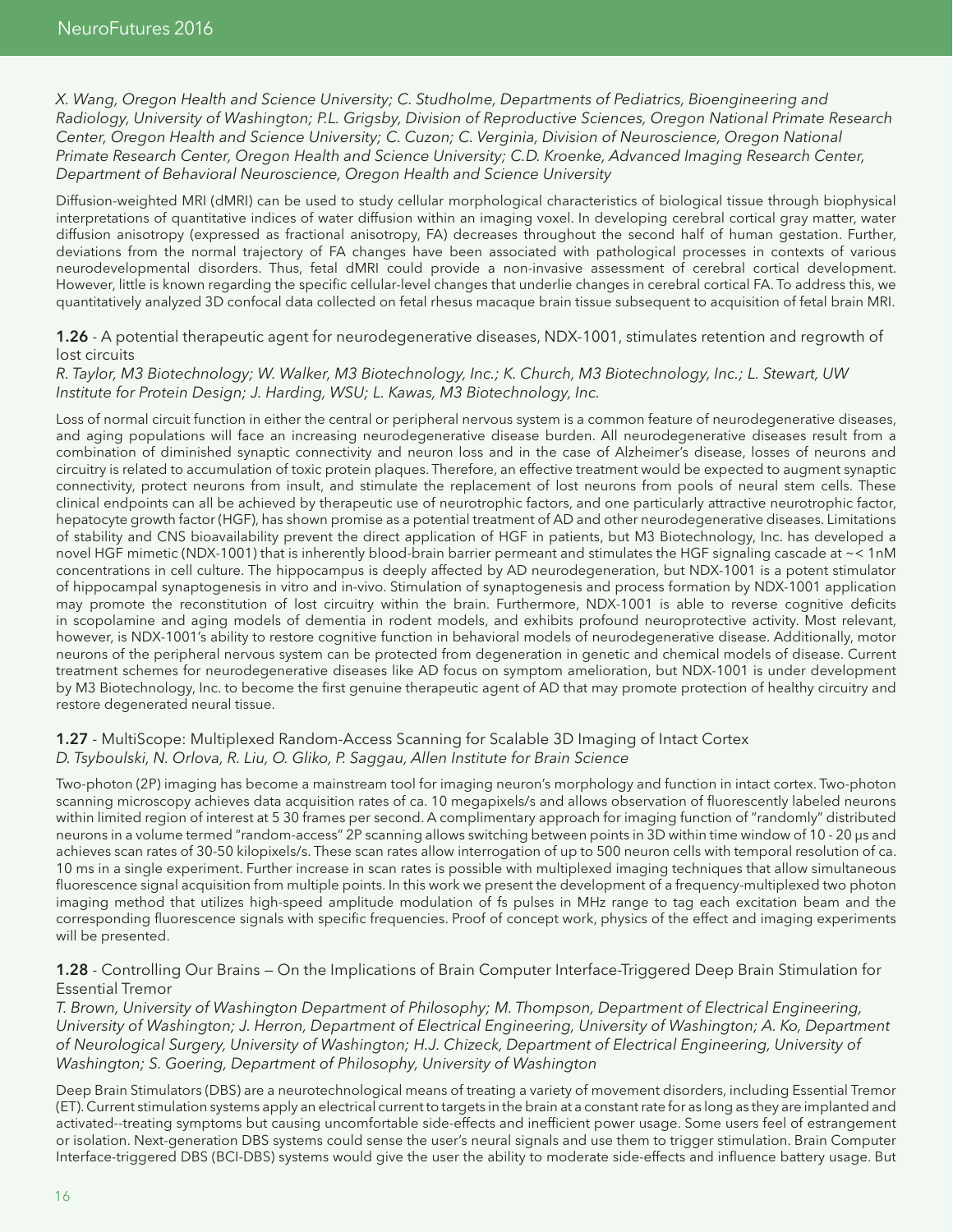*X. Wang, Oregon Health and Science University; C. Studholme, Departments of Pediatrics, Bioengineering and Radiology, University of Washington; P.L. Grigsby, Division of Reproductive Sciences, Oregon National Primate Research Center, Oregon Health and Science University; C. Cuzon; C. Verginia, Division of Neuroscience, Oregon National Primate Research Center, Oregon Health and Science University; C.D. Kroenke, Advanced Imaging Research Center, Department of Behavioral Neuroscience, Oregon Health and Science University*

Diffusion-weighted MRI (dMRI) can be used to study cellular morphological characteristics of biological tissue through biophysical interpretations of quantitative indices of water diffusion within an imaging voxel. In developing cerebral cortical gray matter, water diffusion anisotropy (expressed as fractional anisotropy, FA) decreases throughout the second half of human gestation. Further, deviations from the normal trajectory of FA changes have been associated with pathological processes in contexts of various neurodevelopmental disorders. Thus, fetal dMRI could provide a non-invasive assessment of cerebral cortical development. However, little is known regarding the specific cellular-level changes that underlie changes in cerebral cortical FA. To address this, we quantitatively analyzed 3D confocal data collected on fetal rhesus macaque brain tissue subsequent to acquisition of fetal brain MRI.

**1.26** - A potential therapeutic agent for neurodegenerative diseases, NDX-1001, stimulates retention and regrowth of lost circuits

*R. Taylor, M3 Biotechnology; W. Walker, M3 Biotechnology, Inc.; K. Church, M3 Biotechnology, Inc.; L. Stewart, UW Institute for Protein Design; J. Harding, WSU; L. Kawas, M3 Biotechnology, Inc.*

Loss of normal circuit function in either the central or peripheral nervous system is a common feature of neurodegenerative diseases, and aging populations will face an increasing neurodegenerative disease burden. All neurodegenerative diseases result from a combination of diminished synaptic connectivity and neuron loss and in the case of Alzheimer's disease, losses of neurons and circuitry is related to accumulation of toxic protein plaques. Therefore, an effective treatment would be expected to augment synaptic connectivity, protect neurons from insult, and stimulate the replacement of lost neurons from pools of neural stem cells. These clinical endpoints can all be achieved by therapeutic use of neurotrophic factors, and one particularly attractive neurotrophic factor, hepatocyte growth factor (HGF), has shown promise as a potential treatment of AD and other neurodegenerative diseases. Limitations of stability and CNS bioavailability prevent the direct application of HGF in patients, but M3 Biotechnology, Inc. has developed a novel HGF mimetic (NDX-1001) that is inherently blood-brain barrier permeant and stimulates the HGF signaling cascade at ~< 1nM concentrations in cell culture. The hippocampus is deeply affected by AD neurodegeneration, but NDX-1001 is a potent stimulator of hippocampal synaptogenesis in vitro and in-vivo. Stimulation of synaptogenesis and process formation by NDX-1001 application may promote the reconstitution of lost circuitry within the brain. Furthermore, NDX-1001 is able to reverse cognitive deficits in scopolamine and aging models of dementia in rodent models, and exhibits profound neuroprotective activity. Most relevant, however, is NDX-1001's ability to restore cognitive function in behavioral models of neurodegenerative disease. Additionally, motor neurons of the peripheral nervous system can be protected from degeneration in genetic and chemical models of disease. Current treatment schemes for neurodegenerative diseases like AD focus on symptom amelioration, but NDX-1001 is under development by M3 Biotechnology, Inc. to become the first genuine therapeutic agent of AD that may promote protection of healthy circuitry and restore degenerated neural tissue.

**1.27** - MultiScope: Multiplexed Random-Access Scanning for Scalable 3D Imaging of Intact Cortex

*D. Tsyboulski, N. Orlova, R. Liu, O. Gliko, P. Saggau, Allen Institute for Brain Science*

Two-photon (2P) imaging has become a mainstream tool for imaging neuron's morphology and function in intact cortex. Two-photon scanning microscopy achieves data acquisition rates of ca. 10 megapixels/s and allows observation of fluorescently labeled neurons within limited region of interest at 5 30 frames per second. A complimentary approach for imaging function of "randomly" distributed neurons in a volume termed "random-access" 2P scanning allows switching between points in 3D within time window of 10 - 20 μs and achieves scan rates of 30-50 kilopixels/s. These scan rates allow interrogation of up to 500 neuron cells with temporal resolution of ca. 10 ms in a single experiment. Further increase in scan rates is possible with multiplexed imaging techniques that allow simultaneous fluorescence signal acquisition from multiple points. In this work we present the development of a frequency-multiplexed two photon imaging method that utilizes high-speed amplitude modulation of fs pulses in MHz range to tag each excitation beam and the corresponding fluorescence signals with specific frequencies. Proof of concept work, physics of the effect and imaging experiments will be presented.

**1.28** - Controlling Our Brains — On the Implications of Brain Computer Interface-Triggered Deep Brain Stimulation for Essential Tremor

*T. Brown, University of Washington Department of Philosophy; M. Thompson, Department of Electrical Engineering, University of Washington; J. Herron, Department of Electrical Engineering, University of Washington; A. Ko, Department of Neurological Surgery, University of Washington; H.J. Chizeck, Department of Electrical Engineering, University of Washington; S. Goering, Department of Philosophy, University of Washington*

Deep Brain Stimulators (DBS) are a neurotechnological means of treating a variety of movement disorders, including Essential Tremor (ET). Current stimulation systems apply an electrical current to targets in the brain at a constant rate for as long as they are implanted and activated--treating symptoms but causing uncomfortable side-effects and inefficient power usage. Some users feel of estrangement or isolation. Next-generation DBS systems could sense the user's neural signals and use them to trigger stimulation. Brain Computer Interface-triggered DBS (BCI-DBS) systems would give the user the ability to moderate side-effects and influence battery usage. But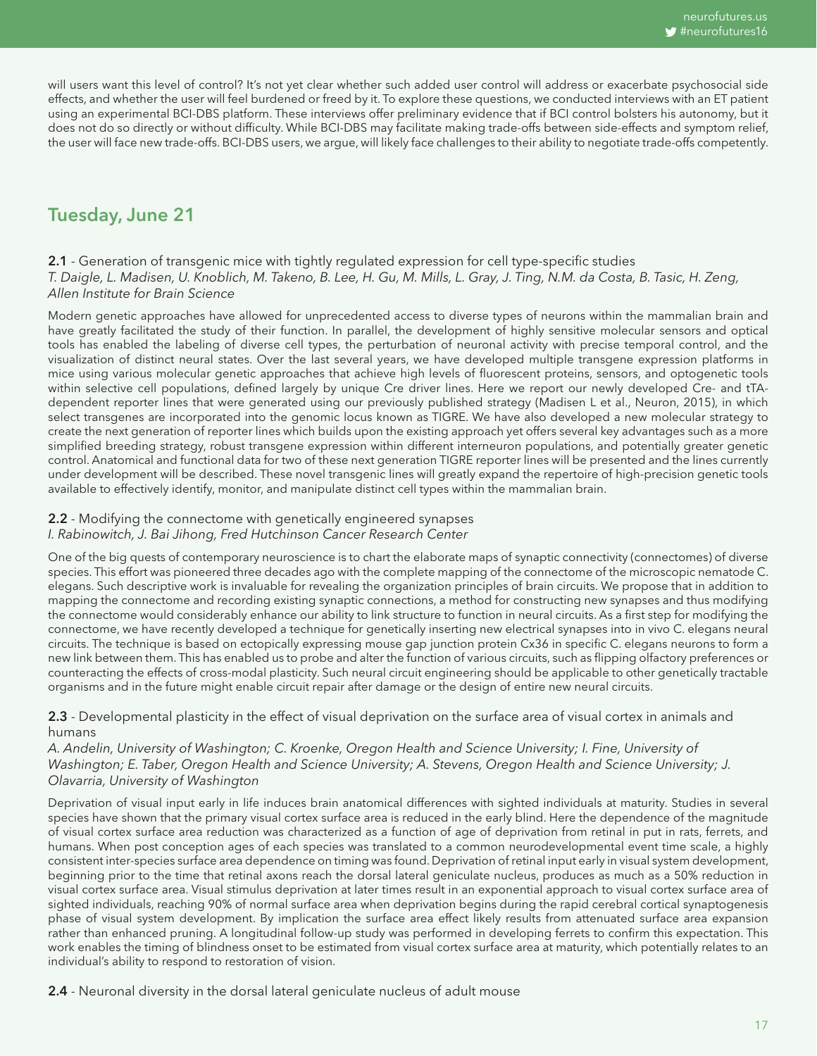will users want this level of control? It's not yet clear whether such added user control will address or exacerbate psychosocial side effects, and whether the user will feel burdened or freed by it. To explore these questions, we conducted interviews with an ET patient using an experimental BCI-DBS platform. These interviews offer preliminary evidence that if BCI control bolsters his autonomy, but it does not do so directly or without difficulty. While BCI-DBS may facilitate making trade-offs between side-effects and symptom relief, the user will face new trade-offs. BCI-DBS users, we argue, will likely face challenges to their ability to negotiate trade-offs competently.

## Tuesday, June 21

**2.1** - Generation of transgenic mice with tightly regulated expression for cell type-specific studies
*T. Daigle, L. Madisen, U. Knoblich, M. Takeno, B. Lee, H. Gu, M. Mills, L. Gray, J. Ting, N.M. da Costa, B. Tasic, H. Zeng, Allen Institute for Brain Science*

Modern genetic approaches have allowed for unprecedented access to diverse types of neurons within the mammalian brain and have greatly facilitated the study of their function. In parallel, the development of highly sensitive molecular sensors and optical tools has enabled the labeling of diverse cell types, the perturbation of neuronal activity with precise temporal control, and the visualization of distinct neural states. Over the last several years, we have developed multiple transgene expression platforms in mice using various molecular genetic approaches that achieve high levels of fluorescent proteins, sensors, and optogenetic tools within selective cell populations, defined largely by unique Cre driver lines. Here we report our newly developed Cre- and tTA-dependent reporter lines that were generated using our previously published strategy (Madisen L et al., Neuron, 2015), in which select transgenes are incorporated into the genomic locus known as TIGRE. We have also developed a new molecular strategy to create the next generation of reporter lines which builds upon the existing approach yet offers several key advantages such as a more simplified breeding strategy, robust transgene expression within different interneuron populations, and potentially greater genetic control. Anatomical and functional data for two of these next generation TIGRE reporter lines will be presented and the lines currently under development will be described. These novel transgenic lines will greatly expand the repertoire of high-precision genetic tools available to effectively identify, monitor, and manipulate distinct cell types within the mammalian brain.

**2.2** - Modifying the connectome with genetically engineered synapses
*I. Rabinowitch, J. Bai Jihong, Fred Hutchinson Cancer Research Center*

One of the big quests of contemporary neuroscience is to chart the elaborate maps of synaptic connectivity (connectomes) of diverse species. This effort was pioneered three decades ago with the complete mapping of the connectome of the microscopic nematode C. elegans. Such descriptive work is invaluable for revealing the organization principles of brain circuits. We propose that in addition to mapping the connectome and recording existing synaptic connections, a method for constructing new synapses and thus modifying the connectome would considerably enhance our ability to link structure to function in neural circuits. As a first step for modifying the connectome, we have recently developed a technique for genetically inserting new electrical synapses into in vivo C. elegans neural circuits. The technique is based on ectopically expressing mouse gap junction protein Cx36 in specific C. elegans neurons to form a new link between them. This has enabled us to probe and alter the function of various circuits, such as flipping olfactory preferences or counteracting the effects of cross-modal plasticity. Such neural circuit engineering should be applicable to other genetically tractable organisms and in the future might enable circuit repair after damage or the design of entire new neural circuits.

**2.3** - Developmental plasticity in the effect of visual deprivation on the surface area of visual cortex in animals and humans
*A. Andelin, University of Washington; C. Kroenke, Oregon Health and Science University; I. Fine, University of Washington; E. Taber, Oregon Health and Science University; A. Stevens, Oregon Health and Science University; J. Olavarria, University of Washington*

Deprivation of visual input early in life induces brain anatomical differences with sighted individuals at maturity. Studies in several species have shown that the primary visual cortex surface area is reduced in the early blind. Here the dependence of the magnitude of visual cortex surface area reduction was characterized as a function of age of deprivation from retinal in put in rats, ferrets, and humans. When post conception ages of each species was translated to a common neurodevelopmental event time scale, a highly consistent inter-species surface area dependence on timing was found. Deprivation of retinal input early in visual system development, beginning prior to the time that retinal axons reach the dorsal lateral geniculate nucleus, produces as much as a 50% reduction in visual cortex surface area. Visual stimulus deprivation at later times result in an exponential approach to visual cortex surface area of sighted individuals, reaching 90% of normal surface area when deprivation begins during the rapid cerebral cortical synaptogenesis phase of visual system development. By implication the surface area effect likely results from attenuated surface area expansion rather than enhanced pruning. A longitudinal follow-up study was performed in developing ferrets to confirm this expectation. This work enables the timing of blindness onset to be estimated from visual cortex surface area at maturity, which potentially relates to an individual's ability to respond to restoration of vision.

**2.4** - Neuronal diversity in the dorsal lateral geniculate nucleus of adult mouse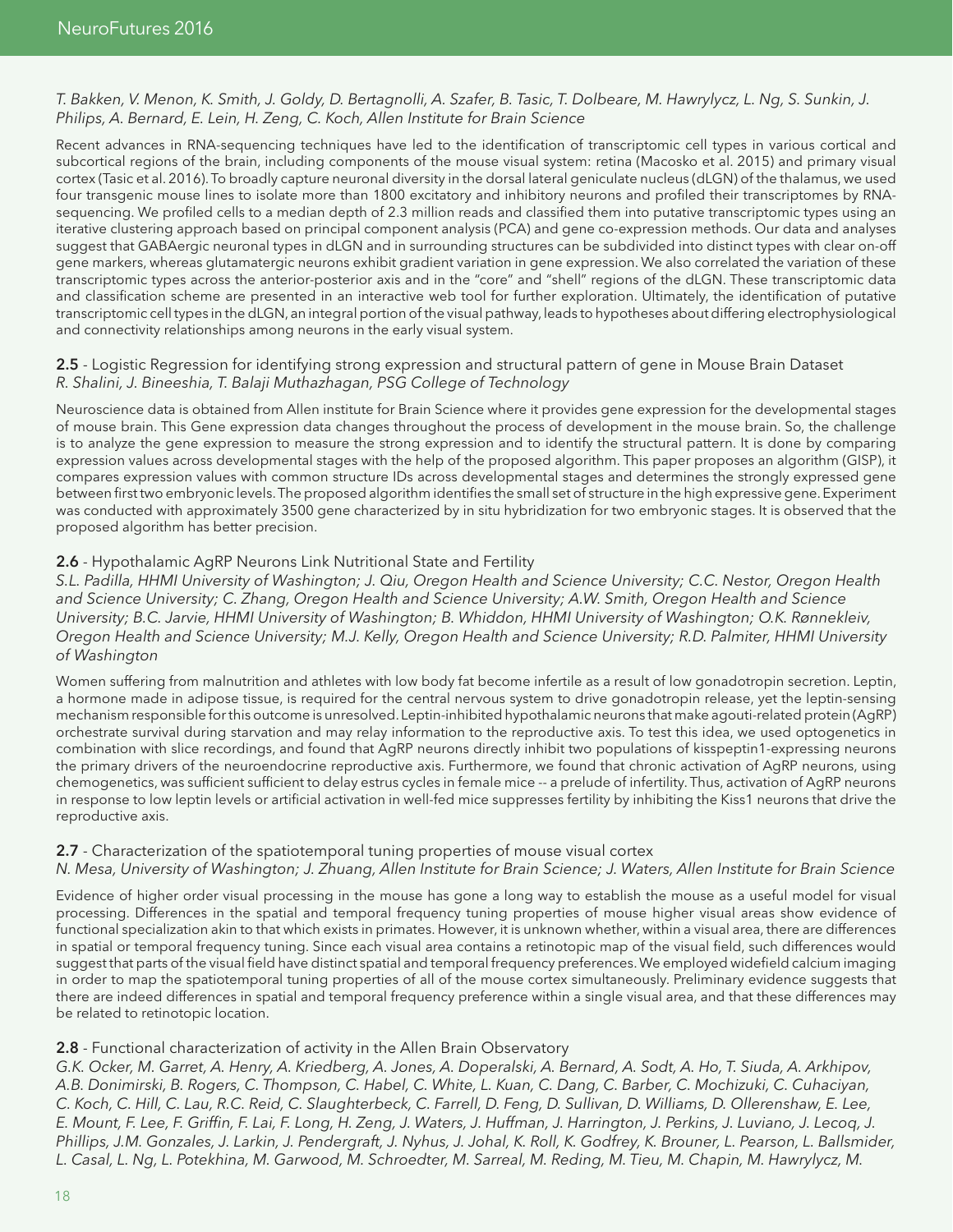*T. Bakken, V. Menon, K. Smith, J. Goldy, D. Bertagnolli, A. Szafer, B. Tasic, T. Dolbeare, M. Hawrylycz, L. Ng, S. Sunkin, J. Philips, A. Bernard, E. Lein, H. Zeng, C. Koch, Allen Institute for Brain Science*

Recent advances in RNA-sequencing techniques have led to the identification of transcriptomic cell types in various cortical and subcortical regions of the brain, including components of the mouse visual system: retina (Macosko et al. 2015) and primary visual cortex (Tasic et al. 2016). To broadly capture neuronal diversity in the dorsal lateral geniculate nucleus (dLGN) of the thalamus, we used four transgenic mouse lines to isolate more than 1800 excitatory and inhibitory neurons and profiled their transcriptomes by RNA-sequencing. We profiled cells to a median depth of 2.3 million reads and classified them into putative transcriptomic types using an iterative clustering approach based on principal component analysis (PCA) and gene co-expression methods. Our data and analyses suggest that GABAergic neuronal types in dLGN and in surrounding structures can be subdivided into distinct types with clear on-off gene markers, whereas glutamatergic neurons exhibit gradient variation in gene expression. We also correlated the variation of these transcriptomic types across the anterior-posterior axis and in the "core" and "shell" regions of the dLGN. These transcriptomic data and classification scheme are presented in an interactive web tool for further exploration. Ultimately, the identification of putative transcriptomic cell types in the dLGN, an integral portion of the visual pathway, leads to hypotheses about differing electrophysiological and connectivity relationships among neurons in the early visual system.

**2.5** - Logistic Regression for identifying strong expression and structural pattern of gene in Mouse Brain Dataset
*R. Shalini, J. Bineeshia, T. Balaji Muthazhagan, PSG College of Technology*

Neuroscience data is obtained from Allen institute for Brain Science where it provides gene expression for the developmental stages of mouse brain. This Gene expression data changes throughout the process of development in the mouse brain. So, the challenge is to analyze the gene expression to measure the strong expression and to identify the structural pattern. It is done by comparing expression values across developmental stages with the help of the proposed algorithm. This paper proposes an algorithm (GISP), it compares expression values with common structure IDs across developmental stages and determines the strongly expressed gene between first two embryonic levels. The proposed algorithm identifies the small set of structure in the high expressive gene. Experiment was conducted with approximately 3500 gene characterized by in situ hybridization for two embryonic stages. It is observed that the proposed algorithm has better precision.

**2.6** - Hypothalamic AgRP Neurons Link Nutritional State and Fertility
*S.L. Padilla, HHMI University of Washington; J. Qiu, Oregon Health and Science University; C.C. Nestor, Oregon Health and Science University; C. Zhang, Oregon Health and Science University; A.W. Smith, Oregon Health and Science University; B.C. Jarvie, HHMI University of Washington; B. Whiddon, HHMI University of Washington; O.K. Rønnekleiv, Oregon Health and Science University; M.J. Kelly, Oregon Health and Science University; R.D. Palmiter, HHMI University of Washington*

Women suffering from malnutrition and athletes with low body fat become infertile as a result of low gonadotropin secretion. Leptin, a hormone made in adipose tissue, is required for the central nervous system to drive gonadotropin release, yet the leptin-sensing mechanism responsible for this outcome is unresolved. Leptin-inhibited hypothalamic neurons that make agouti-related protein (AgRP) orchestrate survival during starvation and may relay information to the reproductive axis. To test this idea, we used optogenetics in combination with slice recordings, and found that AgRP neurons directly inhibit two populations of kisspeptin1-expressing neurons the primary drivers of the neuroendocrine reproductive axis. Furthermore, we found that chronic activation of AgRP neurons, using chemogenetics, was sufficient sufficient to delay estrus cycles in female mice -- a prelude of infertility. Thus, activation of AgRP neurons in response to low leptin levels or artificial activation in well-fed mice suppresses fertility by inhibiting the Kiss1 neurons that drive the reproductive axis.

**2.7** - Characterization of the spatiotemporal tuning properties of mouse visual cortex
*N. Mesa, University of Washington; J. Zhuang, Allen Institute for Brain Science; J. Waters, Allen Institute for Brain Science*

Evidence of higher order visual processing in the mouse has gone a long way to establish the mouse as a useful model for visual processing. Differences in the spatial and temporal frequency tuning properties of mouse higher visual areas show evidence of functional specialization akin to that which exists in primates. However, it is unknown whether, within a visual area, there are differences in spatial or temporal frequency tuning. Since each visual area contains a retinotopic map of the visual field, such differences would suggest that parts of the visual field have distinct spatial and temporal frequency preferences. We employed widefield calcium imaging in order to map the spatiotemporal tuning properties of all of the mouse cortex simultaneously. Preliminary evidence suggests that there are indeed differences in spatial and temporal frequency preference within a single visual area, and that these differences may be related to retinotopic location.

**2.8** - Functional characterization of activity in the Allen Brain Observatory
*G.K. Ocker, M. Garret, A. Henry, A. Kriedberg, A. Jones, A. Doperalski, A. Bernard, A. Sodt, A. Ho, T. Siuda, A. Arkhipov, A.B. Donimirski, B. Rogers, C. Thompson, C. Habel, C. White, L. Kuan, C. Dang, C. Barber, C. Mochizuki, C. Cuhaciyan, C. Koch, C. Hill, C. Lau, R.C. Reid, C. Slaughterbeck, C. Farrell, D. Feng, D. Sullivan, D. Williams, D. Ollerenshaw, E. Lee, E. Mount, F. Lee, F. Griffin, F. Lai, F. Long, H. Zeng, J. Waters, J. Huffman, J. Harrington, J. Perkins, J. Luviano, J. Lecoq, J. Phillips, J.M. Gonzales, J. Larkin, J. Pendergraft, J. Nyhus, J. Johal, K. Roll, K. Godfrey, K. Brouner, L. Pearson, L. Ballsmider, L. Casal, L. Ng, L. Potekhina, M. Garwood, M. Schroedter, M. Sarreal, M. Reding, M. Tieu, M. Chapin, M. Hawrylycz, M.*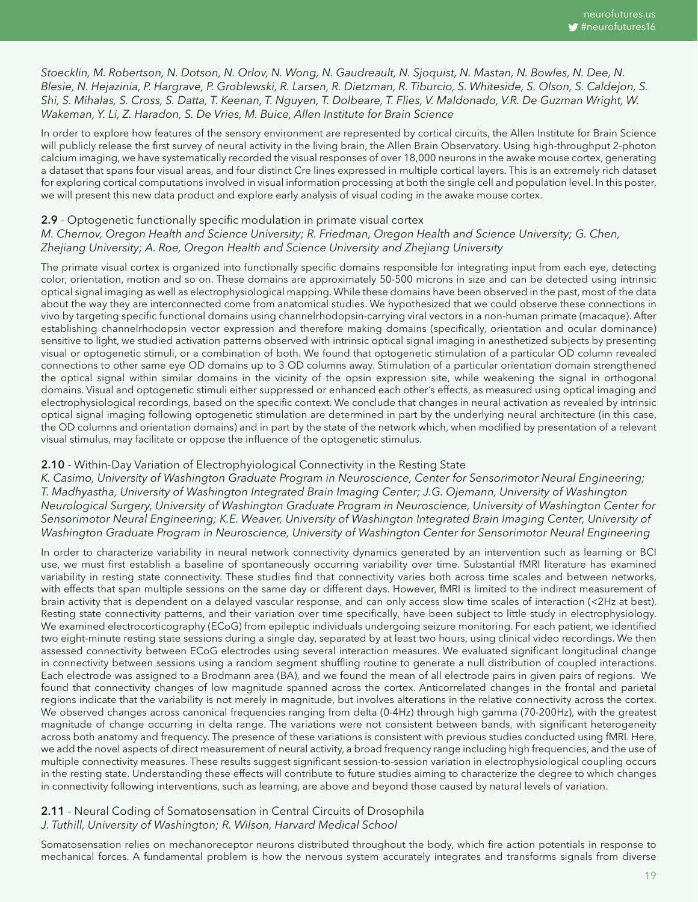*Stoecklin, M. Robertson, N. Dotson, N. Orlov, N. Wong, N. Gaudreault, N. Sjoquist, N. Mastan, N. Bowles, N. Dee, N. Blesie, N. Hejazinia, P. Hargrave, P. Groblewski, R. Larsen, R. Dietzman, R. Tiburcio, S. Whiteside, S. Olson, S. Caldejon, S. Shi, S. Mihalas, S. Cross, S. Datta, T. Keenan, T. Nguyen, T. Dolbeare, T. Flies, V. Maldonado, V.R. De Guzman Wright, W. Wakeman, Y. Li, Z. Haradon, S. De Vries, M. Buice, Allen Institute for Brain Science*

In order to explore how features of the sensory environment are represented by cortical circuits, the Allen Institute for Brain Science will publicly release the first survey of neural activity in the living brain, the Allen Brain Observatory. Using high-throughput 2-photon calcium imaging, we have systematically recorded the visual responses of over 18,000 neurons in the awake mouse cortex, generating a dataset that spans four visual areas, and four distinct Cre lines expressed in multiple cortical layers. This is an extremely rich dataset for exploring cortical computations involved in visual information processing at both the single cell and population level. In this poster, we will present this new data product and explore early analysis of visual coding in the awake mouse cortex.

### **2.9** - Optogenetic functionally specific modulation in primate visual cortex

*M. Chernov, Oregon Health and Science University; R. Friedman, Oregon Health and Science University; G. Chen, Zhejiang University; A. Roe, Oregon Health and Science University and Zhejiang University*

The primate visual cortex is organized into functionally specific domains responsible for integrating input from each eye, detecting color, orientation, motion and so on. These domains are approximately 50-500 microns in size and can be detected using intrinsic optical signal imaging as well as electrophysiological mapping. While these domains have been observed in the past, most of the data about the way they are interconnected come from anatomical studies. We hypothesized that we could observe these connections in vivo by targeting specific functional domains using channelrhodopsin-carrying viral vectors in a non-human primate (macaque). After establishing channelrhodopsin vector expression and therefore making domains (specifically, orientation and ocular dominance) sensitive to light, we studied activation patterns observed with intrinsic optical signal imaging in anesthetized subjects by presenting visual or optogenetic stimuli, or a combination of both. We found that optogenetic stimulation of a particular OD column revealed connections to other same eye OD domains up to 3 OD columns away. Stimulation of a particular orientation domain strengthened the optical signal within similar domains in the vicinity of the opsin expression site, while weakening the signal in orthogonal domains. Visual and optogenetic stimuli either suppressed or enhanced each other's effects, as measured using optical imaging and electrophysiological recordings, based on the specific context. We conclude that changes in neural activation as revealed by intrinsic optical signal imaging following optogenetic stimulation are determined in part by the underlying neural architecture (in this case, the OD columns and orientation domains) and in part by the state of the network which, when modified by presentation of a relevant visual stimulus, may facilitate or oppose the influence of the optogenetic stimulus.

### **2.10** - Within-Day Variation of Electrophyiological Connectivity in the Resting State

*K. Casimo, University of Washington Graduate Program in Neuroscience, Center for Sensorimotor Neural Engineering; T. Madhyastha, University of Washington Integrated Brain Imaging Center; J.G. Ojemann, University of Washington Neurological Surgery, University of Washington Graduate Program in Neuroscience, University of Washington Center for Sensorimotor Neural Engineering; K.E. Weaver, University of Washington Integrated Brain Imaging Center, University of Washington Graduate Program in Neuroscience, University of Washington Center for Sensorimotor Neural Engineering*

In order to characterize variability in neural network connectivity dynamics generated by an intervention such as learning or BCI use, we must first establish a baseline of spontaneously occurring variability over time. Substantial fMRI literature has examined variability in resting state connectivity. These studies find that connectivity varies both across time scales and between networks, with effects that span multiple sessions on the same day or different days. However, fMRI is limited to the indirect measurement of brain activity that is dependent on a delayed vascular response, and can only access slow time scales of interaction (<2Hz at best). Resting state connectivity patterns, and their variation over time specifically, have been subject to little study in electrophysiology. We examined electrocorticography (ECoG) from epileptic individuals undergoing seizure monitoring. For each patient, we identified two eight-minute resting state sessions during a single day, separated by at least two hours, using clinical video recordings. We then assessed connectivity between ECoG electrodes using several interaction measures. We evaluated significant longitudinal change in connectivity between sessions using a random segment shuffling routine to generate a null distribution of coupled interactions. Each electrode was assigned to a Brodmann area (BA), and we found the mean of all electrode pairs in given pairs of regions. We found that connectivity changes of low magnitude spanned across the cortex. Anticorrelated changes in the frontal and parietal regions indicate that the variability is not merely in magnitude, but involves alterations in the relative connectivity across the cortex. We observed changes across canonical frequencies ranging from delta (0-4Hz) through high gamma (70-200Hz), with the greatest magnitude of change occurring in delta range. The variations were not consistent between bands, with significant heterogeneity across both anatomy and frequency. The presence of these variations is consistent with previous studies conducted using fMRI. Here, we add the novel aspects of direct measurement of neural activity, a broad frequency range including high frequencies, and the use of multiple connectivity measures. These results suggest significant session-to-session variation in electrophysiological coupling occurs in the resting state. Understanding these effects will contribute to future studies aiming to characterize the degree to which changes in connectivity following interventions, such as learning, are above and beyond those caused by natural levels of variation.

### **2.11** - Neural Coding of Somatosensation in Central Circuits of Drosophila

*J. Tuthill, University of Washington; R. Wilson, Harvard Medical School*

Somatosensation relies on mechanoreceptor neurons distributed throughout the body, which fire action potentials in response to mechanical forces. A fundamental problem is how the nervous system accurately integrates and transforms signals from diverse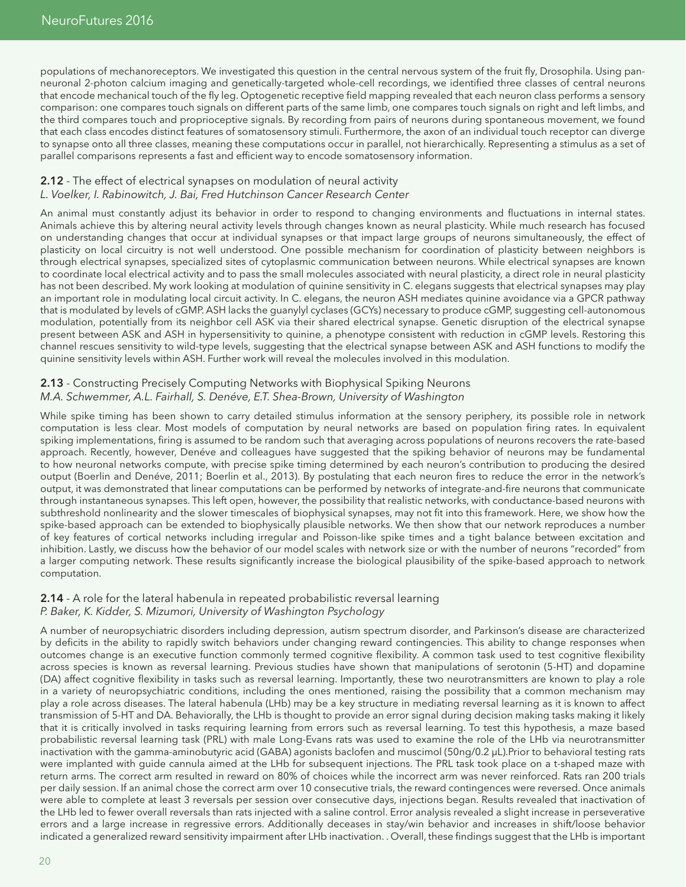populations of mechanoreceptors. We investigated this question in the central nervous system of the fruit fly, Drosophila. Using pan-neuronal 2-photon calcium imaging and genetically-targeted whole-cell recordings, we identified three classes of central neurons that encode mechanical touch of the fly leg. Optogenetic receptive field mapping revealed that each neuron class performs a sensory comparison: one compares touch signals on different parts of the same limb, one compares touch signals on right and left limbs, and the third compares touch and proprioceptive signals. By recording from pairs of neurons during spontaneous movement, we found that each class encodes distinct features of somatosensory stimuli. Furthermore, the axon of an individual touch receptor can diverge to synapse onto all three classes, meaning these computations occur in parallel, not hierarchically. Representing a stimulus as a set of parallel comparisons represents a fast and efficient way to encode somatosensory information.

### 2.12 - The effect of electrical synapses on modulation of neural activity

*L. Voelker, I. Rabinowitch, J. Bai, Fred Hutchinson Cancer Research Center*

An animal must constantly adjust its behavior in order to respond to changing environments and fluctuations in internal states. Animals achieve this by altering neural activity levels through changes known as neural plasticity. While much research has focused on understanding changes that occur at individual synapses or that impact large groups of neurons simultaneously, the effect of plasticity on local circuitry is not well understood. One possible mechanism for coordination of plasticity between neighbors is through electrical synapses, specialized sites of cytoplasmic communication between neurons. While electrical synapses are known to coordinate local electrical activity and to pass the small molecules associated with neural plasticity, a direct role in neural plasticity has not been described. My work looking at modulation of quinine sensitivity in C. elegans suggests that electrical synapses may play an important role in modulating local circuit activity. In C. elegans, the neuron ASH mediates quinine avoidance via a GPCR pathway that is modulated by levels of cGMP. ASH lacks the guanylyl cyclases (GCYs) necessary to produce cGMP, suggesting cell-autonomous modulation, potentially from its neighbor cell ASK via their shared electrical synapse. Genetic disruption of the electrical synapse present between ASK and ASH in hypersensitivity to quinine, a phenotype consistent with reduction in cGMP levels. Restoring this channel rescues sensitivity to wild-type levels, suggesting that the electrical synapse between ASK and ASH functions to modify the quinine sensitivity levels within ASH. Further work will reveal the molecules involved in this modulation.

### 2.13 - Constructing Precisely Computing Networks with Biophysical Spiking Neurons

*M.A. Schwemmer, A.L. Fairhall, S. Denéve, E.T. Shea-Brown, University of Washington*

While spike timing has been shown to carry detailed stimulus information at the sensory periphery, its possible role in network computation is less clear. Most models of computation by neural networks are based on population firing rates. In equivalent spiking implementations, firing is assumed to be random such that averaging across populations of neurons recovers the rate-based approach. Recently, however, Denéve and colleagues have suggested that the spiking behavior of neurons may be fundamental to how neuronal networks compute, with precise spike timing determined by each neuron's contribution to producing the desired output (Boerlin and Denéve, 2011; Boerlin et al., 2013). By postulating that each neuron fires to reduce the error in the network's output, it was demonstrated that linear computations can be performed by networks of integrate-and-fire neurons that communicate through instantaneous synapses. This left open, however, the possibility that realistic networks, with conductance-based neurons with subthreshold nonlinearity and the slower timescales of biophysical synapses, may not fit into this framework. Here, we show how the spike-based approach can be extended to biophysically plausible networks. We then show that our network reproduces a number of key features of cortical networks including irregular and Poisson-like spike times and a tight balance between excitation and inhibition. Lastly, we discuss how the behavior of our model scales with network size or with the number of neurons "recorded" from a larger computing network. These results significantly increase the biological plausibility of the spike-based approach to network computation.

### 2.14 - A role for the lateral habenula in repeated probabilistic reversal learning

*P. Baker, K. Kidder, S. Mizumori, University of Washington Psychology*

A number of neuropsychiatric disorders including depression, autism spectrum disorder, and Parkinson's disease are characterized by deficits in the ability to rapidly switch behaviors under changing reward contingencies. This ability to change responses when outcomes change is an executive function commonly termed cognitive flexibility. A common task used to test cognitive flexibility across species is known as reversal learning. Previous studies have shown that manipulations of serotonin (5-HT) and dopamine (DA) affect cognitive flexibility in tasks such as reversal learning. Importantly, these two neurotransmitters are known to play a role in a variety of neuropsychiatric conditions, including the ones mentioned, raising the possibility that a common mechanism may play a role across diseases. The lateral habenula (LHb) may be a key structure in mediating reversal learning as it is known to affect transmission of 5-HT and DA. Behaviorally, the LHb is thought to provide an error signal during decision making tasks making it likely that it is critically involved in tasks requiring learning from errors such as reversal learning. To test this hypothesis, a maze based probabilistic reversal learning task (PRL) with male Long-Evans rats was used to examine the role of the LHb via neurotransmitter inactivation with the gamma-aminobutyric acid (GABA) agonists baclofen and muscimol (50ng/0.2 µL).Prior to behavioral testing rats were implanted with guide cannula aimed at the LHb for subsequent injections. The PRL task took place on a t-shaped maze with return arms. The correct arm resulted in reward on 80% of choices while the incorrect arm was never reinforced. Rats ran 200 trials per daily session. If an animal chose the correct arm over 10 consecutive trials, the reward contingences were reversed. Once animals were able to complete at least 3 reversals per session over consecutive days, injections began. Results revealed that inactivation of the LHb led to fewer overall reversals than rats injected with a saline control. Error analysis revealed a slight increase in perseverative errors and a large increase in regressive errors. Additionally deceases in stay/win behavior and increases in shift/loose behavior indicated a generalized reward sensitivity impairment after LHb inactivation. . Overall, these findings suggest that the LHb is important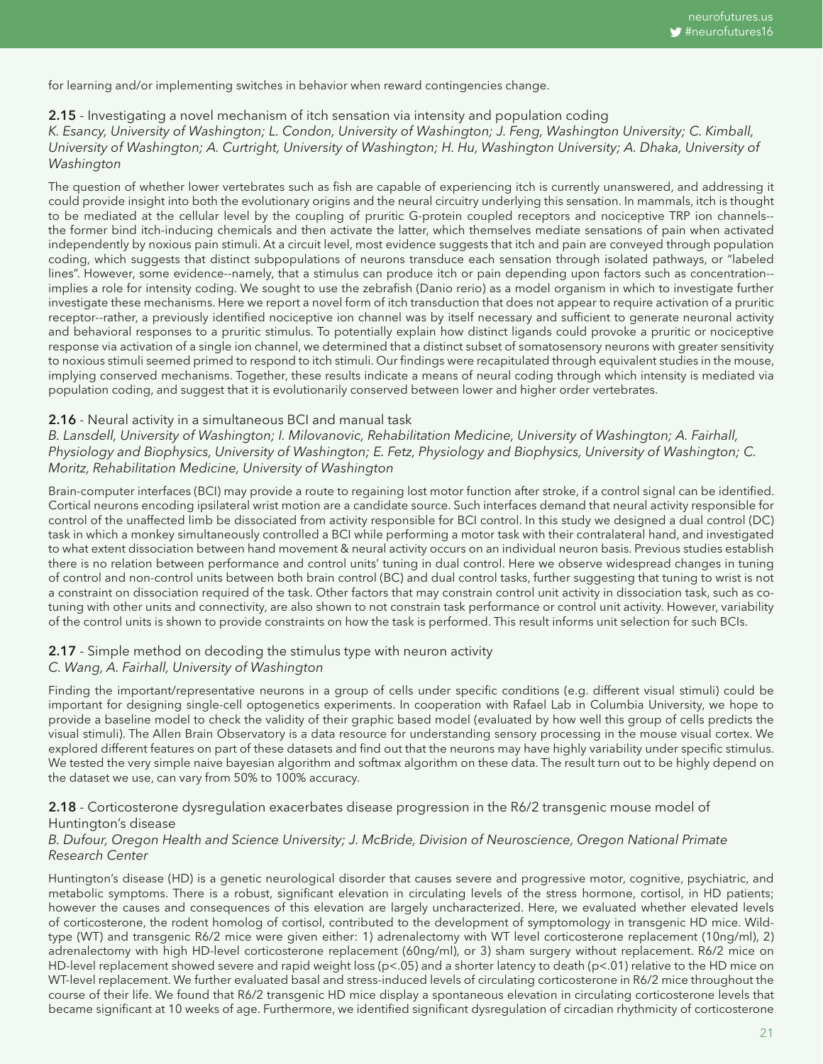for learning and/or implementing switches in behavior when reward contingencies change.

**2.15** - Investigating a novel mechanism of itch sensation via intensity and population coding

*K. Esancy, University of Washington; L. Condon, University of Washington; J. Feng, Washington University; C. Kimball, University of Washington; A. Curtright, University of Washington; H. Hu, Washington University; A. Dhaka, University of Washington*

The question of whether lower vertebrates such as fish are capable of experiencing itch is currently unanswered, and addressing it could provide insight into both the evolutionary origins and the neural circuitry underlying this sensation. In mammals, itch is thought to be mediated at the cellular level by the coupling of pruritic G-protein coupled receptors and nociceptive TRP ion channels--the former bind itch-inducing chemicals and then activate the latter, which themselves mediate sensations of pain when activated independently by noxious pain stimuli. At a circuit level, most evidence suggests that itch and pain are conveyed through population coding, which suggests that distinct subpopulations of neurons transduce each sensation through isolated pathways, or "labeled lines". However, some evidence--namely, that a stimulus can produce itch or pain depending upon factors such as concentration--implies a role for intensity coding. We sought to use the zebrafish (Danio rerio) as a model organism in which to investigate further investigate these mechanisms. Here we report a novel form of itch transduction that does not appear to require activation of a pruritic receptor--rather, a previously identified nociceptive ion channel was by itself necessary and sufficient to generate neuronal activity and behavioral responses to a pruritic stimulus. To potentially explain how distinct ligands could provoke a pruritic or nociceptive response via activation of a single ion channel, we determined that a distinct subset of somatosensory neurons with greater sensitivity to noxious stimuli seemed primed to respond to itch stimuli. Our findings were recapitulated through equivalent studies in the mouse, implying conserved mechanisms. Together, these results indicate a means of neural coding through which intensity is mediated via population coding, and suggest that it is evolutionarily conserved between lower and higher order vertebrates.

**2.16** - Neural activity in a simultaneous BCI and manual task

*B. Lansdell, University of Washington; I. Milovanovic, Rehabilitation Medicine, University of Washington; A. Fairhall, Physiology and Biophysics, University of Washington; E. Fetz, Physiology and Biophysics, University of Washington; C. Moritz, Rehabilitation Medicine, University of Washington*

Brain-computer interfaces (BCI) may provide a route to regaining lost motor function after stroke, if a control signal can be identified. Cortical neurons encoding ipsilateral wrist motion are a candidate source. Such interfaces demand that neural activity responsible for control of the unaffected limb be dissociated from activity responsible for BCI control. In this study we designed a dual control (DC) task in which a monkey simultaneously controlled a BCI while performing a motor task with their contralateral hand, and investigated to what extent dissociation between hand movement & neural activity occurs on an individual neuron basis. Previous studies establish there is no relation between performance and control units' tuning in dual control. Here we observe widespread changes in tuning of control and non-control units between both brain control (BC) and dual control tasks, further suggesting that tuning to wrist is not a constraint on dissociation required of the task. Other factors that may constrain control unit activity in dissociation task, such as co-tuning with other units and connectivity, are also shown to not constrain task performance or control unit activity. However, variability of the control units is shown to provide constraints on how the task is performed. This result informs unit selection for such BCIs.

**2.17** - Simple method on decoding the stimulus type with neuron activity

*C. Wang, A. Fairhall, University of Washington*

Finding the important/representative neurons in a group of cells under specific conditions (e.g. different visual stimuli) could be important for designing single-cell optogenetics experiments. In cooperation with Rafael Lab in Columbia University, we hope to provide a baseline model to check the validity of their graphic based model (evaluated by how well this group of cells predicts the visual stimuli). The Allen Brain Observatory is a data resource for understanding sensory processing in the mouse visual cortex. We explored different features on part of these datasets and find out that the neurons may have highly variability under specific stimulus. We tested the very simple naive bayesian algorithm and softmax algorithm on these data. The result turn out to be highly depend on the dataset we use, can vary from 50% to 100% accuracy.

**2.18** - Corticosterone dysregulation exacerbates disease progression in the R6/2 transgenic mouse model of Huntington's disease

*B. Dufour, Oregon Health and Science University; J. McBride, Division of Neuroscience, Oregon National Primate Research Center*

Huntington's disease (HD) is a genetic neurological disorder that causes severe and progressive motor, cognitive, psychiatric, and metabolic symptoms. There is a robust, significant elevation in circulating levels of the stress hormone, cortisol, in HD patients; however the causes and consequences of this elevation are largely uncharacterized. Here, we evaluated whether elevated levels of corticosterone, the rodent homolog of cortisol, contributed to the development of symptomology in transgenic HD mice. Wild-type (WT) and transgenic R6/2 mice were given either: 1) adrenalectomy with WT level corticosterone replacement (10ng/ml), 2) adrenalectomy with high HD-level corticosterone replacement (60ng/ml), or 3) sham surgery without replacement. R6/2 mice on HD-level replacement showed severe and rapid weight loss ($p<.05$) and a shorter latency to death ($p<.01$) relative to the HD mice on WT-level replacement. We further evaluated basal and stress-induced levels of circulating corticosterone in R6/2 mice throughout the course of their life. We found that R6/2 transgenic HD mice display a spontaneous elevation in circulating corticosterone levels that became significant at 10 weeks of age. Furthermore, we identified significant dysregulation of circadian rhythmicity of corticosterone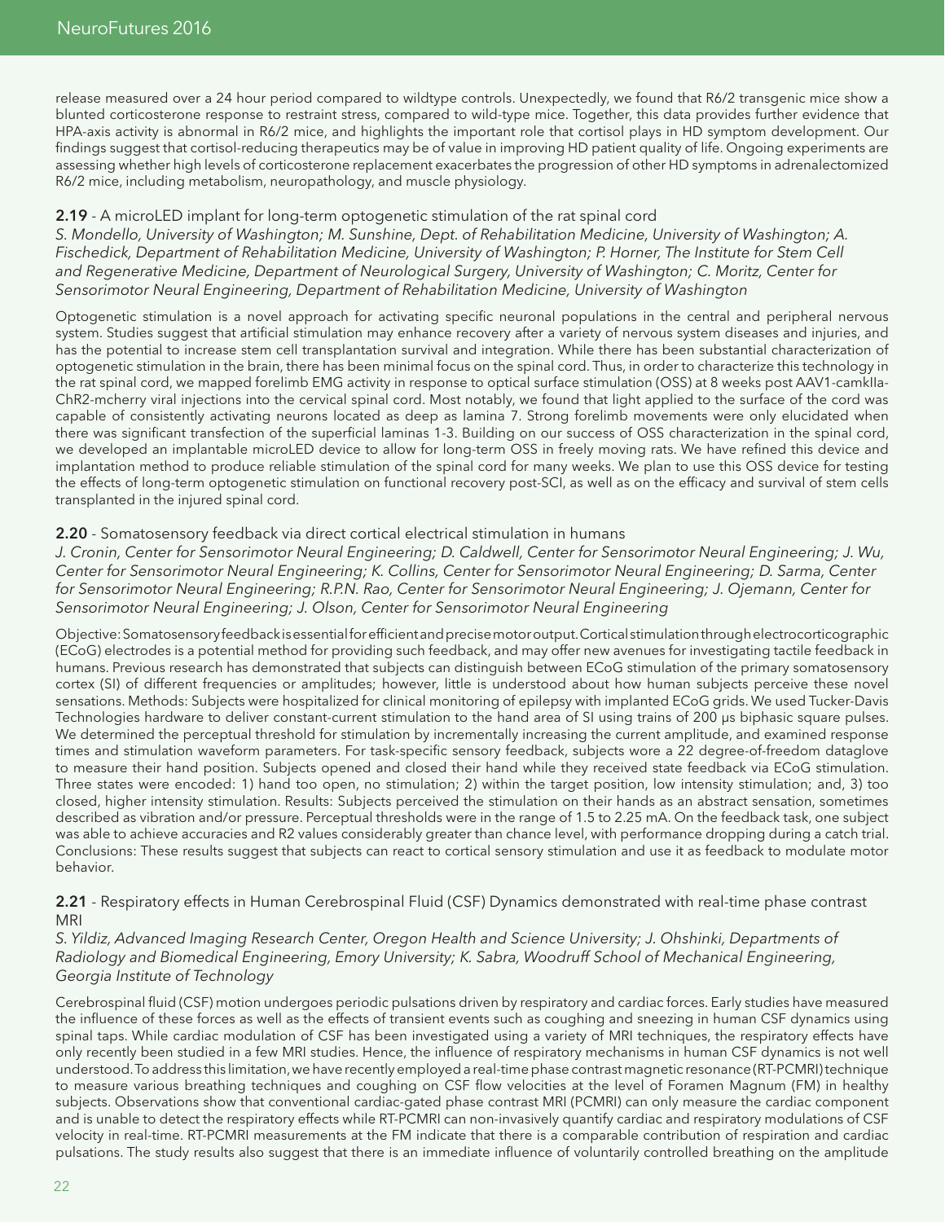release measured over a 24 hour period compared to wildtype controls. Unexpectedly, we found that R6/2 transgenic mice show a blunted corticosterone response to restraint stress, compared to wild-type mice. Together, this data provides further evidence that HPA-axis activity is abnormal in R6/2 mice, and highlights the important role that cortisol plays in HD symptom development. Our findings suggest that cortisol-reducing therapeutics may be of value in improving HD patient quality of life. Ongoing experiments are assessing whether high levels of corticosterone replacement exacerbates the progression of other HD symptoms in adrenalectomized R6/2 mice, including metabolism, neuropathology, and muscle physiology.

**2.19** - A microLED implant for long-term optogenetic stimulation of the rat spinal cord

*S. Mondello, University of Washington; M. Sunshine, Dept. of Rehabilitation Medicine, University of Washington; A. Fischedick, Department of Rehabilitation Medicine, University of Washington; P. Horner, The Institute for Stem Cell and Regenerative Medicine, Department of Neurological Surgery, University of Washington; C. Moritz, Center for Sensorimotor Neural Engineering, Department of Rehabilitation Medicine, University of Washington*

Optogenetic stimulation is a novel approach for activating specific neuronal populations in the central and peripheral nervous system. Studies suggest that artificial stimulation may enhance recovery after a variety of nervous system diseases and injuries, and has the potential to increase stem cell transplantation survival and integration. While there has been substantial characterization of optogenetic stimulation in the brain, there has been minimal focus on the spinal cord. Thus, in order to characterize this technology in the rat spinal cord, we mapped forelimb EMG activity in response to optical surface stimulation (OSS) at 8 weeks post AAV1-camkIIa-ChR2-mcherry viral injections into the cervical spinal cord. Most notably, we found that light applied to the surface of the cord was capable of consistently activating neurons located as deep as lamina 7. Strong forelimb movements were only elucidated when there was significant transfection of the superficial laminas 1-3. Building on our success of OSS characterization in the spinal cord, we developed an implantable microLED device to allow for long-term OSS in freely moving rats. We have refined this device and implantation method to produce reliable stimulation of the spinal cord for many weeks. We plan to use this OSS device for testing the effects of long-term optogenetic stimulation on functional recovery post-SCI, as well as on the efficacy and survival of stem cells transplanted in the injured spinal cord.

**2.20** - Somatosensory feedback via direct cortical electrical stimulation in humans

*J. Cronin, Center for Sensorimotor Neural Engineering; D. Caldwell, Center for Sensorimotor Neural Engineering; J. Wu, Center for Sensorimotor Neural Engineering; K. Collins, Center for Sensorimotor Neural Engineering; D. Sarma, Center for Sensorimotor Neural Engineering; R.P.N. Rao, Center for Sensorimotor Neural Engineering; J. Ojemann, Center for Sensorimotor Neural Engineering; J. Olson, Center for Sensorimotor Neural Engineering*

Objective: Somatosensory feedback is essential for efficient and precise motor output. Cortical stimulation through electrocorticographic (ECoG) electrodes is a potential method for providing such feedback, and may offer new avenues for investigating tactile feedback in humans. Previous research has demonstrated that subjects can distinguish between ECoG stimulation of the primary somatosensory cortex (SI) of different frequencies or amplitudes; however, little is understood about how human subjects perceive these novel sensations. Methods: Subjects were hospitalized for clinical monitoring of epilepsy with implanted ECoG grids. We used Tucker-Davis Technologies hardware to deliver constant-current stimulation to the hand area of SI using trains of 200 μs biphasic square pulses. We determined the perceptual threshold for stimulation by incrementally increasing the current amplitude, and examined response times and stimulation waveform parameters. For task-specific sensory feedback, subjects wore a 22 degree-of-freedom dataglove to measure their hand position. Subjects opened and closed their hand while they received state feedback via ECoG stimulation. Three states were encoded: 1) hand too open, no stimulation; 2) within the target position, low intensity stimulation; and, 3) too closed, higher intensity stimulation. Results: Subjects perceived the stimulation on their hands as an abstract sensation, sometimes described as vibration and/or pressure. Perceptual thresholds were in the range of 1.5 to 2.25 mA. On the feedback task, one subject was able to achieve accuracies and R2 values considerably greater than chance level, with performance dropping during a catch trial. Conclusions: These results suggest that subjects can react to cortical sensory stimulation and use it as feedback to modulate motor behavior.

**2.21** - Respiratory effects in Human Cerebrospinal Fluid (CSF) Dynamics demonstrated with real-time phase contrast MRI

*S. Yildiz, Advanced Imaging Research Center, Oregon Health and Science University; J. Ohshinki, Departments of Radiology and Biomedical Engineering, Emory University; K. Sabra, Woodruff School of Mechanical Engineering, Georgia Institute of Technology*

Cerebrospinal fluid (CSF) motion undergoes periodic pulsations driven by respiratory and cardiac forces. Early studies have measured the influence of these forces as well as the effects of transient events such as coughing and sneezing in human CSF dynamics using spinal taps. While cardiac modulation of CSF has been investigated using a variety of MRI techniques, the respiratory effects have only recently been studied in a few MRI studies. Hence, the influence of respiratory mechanisms in human CSF dynamics is not well understood. To address this limitation, we have recently employed a real-time phase contrast magnetic resonance (RT-PCMRI) technique to measure various breathing techniques and coughing on CSF flow velocities at the level of Foramen Magnum (FM) in healthy subjects. Observations show that conventional cardiac-gated phase contrast MRI (PCMRI) can only measure the cardiac component and is unable to detect the respiratory effects while RT-PCMRI can non-invasively quantify cardiac and respiratory modulations of CSF velocity in real-time. RT-PCMRI measurements at the FM indicate that there is a comparable contribution of respiration and cardiac pulsations. The study results also suggest that there is an immediate influence of voluntarily controlled breathing on the amplitude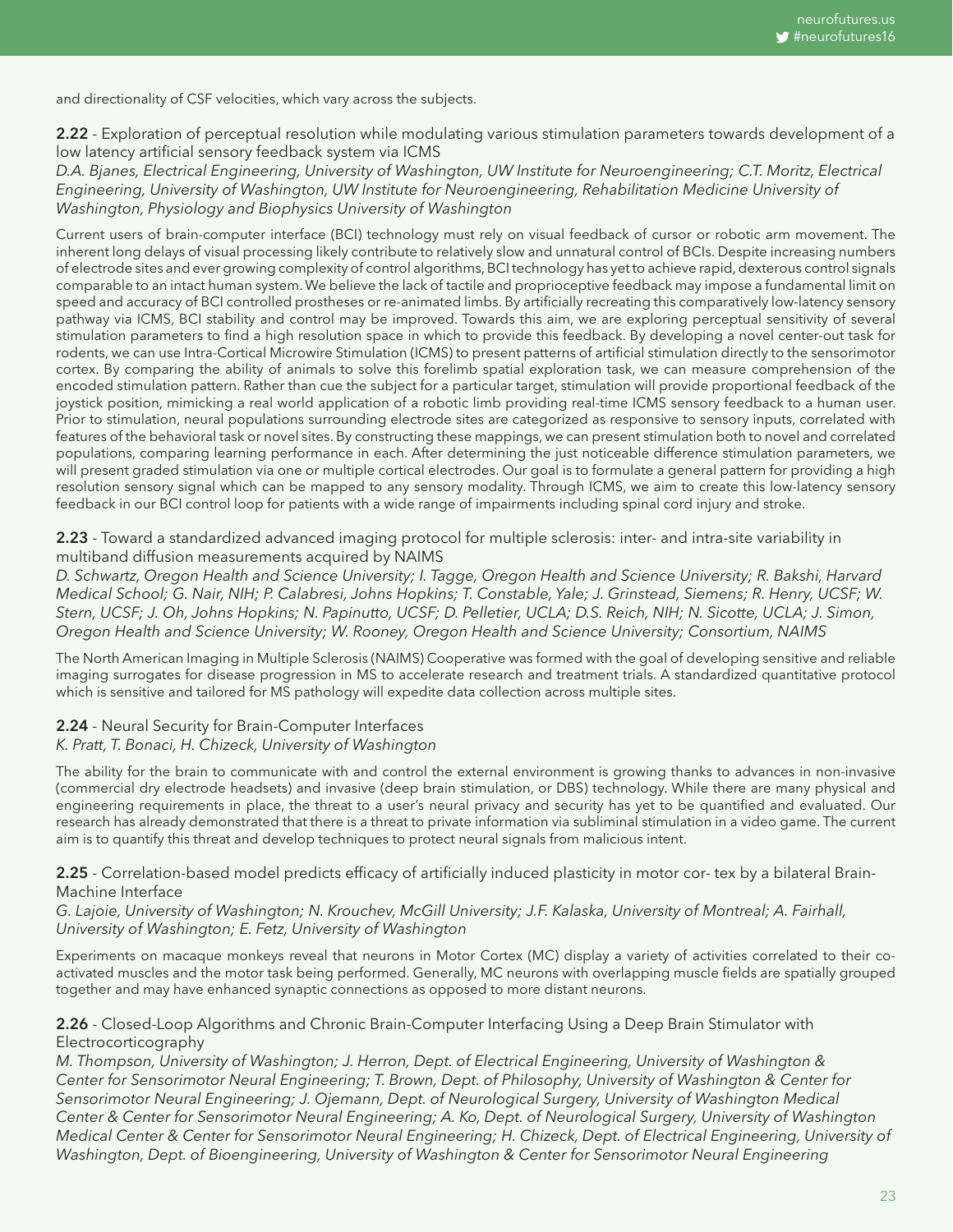and directionality of CSF velocities, which vary across the subjects.

**2.22** - Exploration of perceptual resolution while modulating various stimulation parameters towards development of a low latency artificial sensory feedback system via ICMS
*D.A. Bjanes, Electrical Engineering, University of Washington, UW Institute for Neuroengineering; C.T. Moritz, Electrical Engineering, University of Washington, UW Institute for Neuroengineering, Rehabilitation Medicine University of Washington, Physiology and Biophysics University of Washington*

Current users of brain-computer interface (BCI) technology must rely on visual feedback of cursor or robotic arm movement. The inherent long delays of visual processing likely contribute to relatively slow and unnatural control of BCIs. Despite increasing numbers of electrode sites and ever growing complexity of control algorithms, BCI technology has yet to achieve rapid, dexterous control signals comparable to an intact human system. We believe the lack of tactile and proprioceptive feedback may impose a fundamental limit on speed and accuracy of BCI controlled prostheses or re-animated limbs. By artificially recreating this comparatively low-latency sensory pathway via ICMS, BCI stability and control may be improved. Towards this aim, we are exploring perceptual sensitivity of several stimulation parameters to find a high resolution space in which to provide this feedback. By developing a novel center-out task for rodents, we can use Intra-Cortical Microwire Stimulation (ICMS) to present patterns of artificial stimulation directly to the sensorimotor cortex. By comparing the ability of animals to solve this forelimb spatial exploration task, we can measure comprehension of the encoded stimulation pattern. Rather than cue the subject for a particular target, stimulation will provide proportional feedback of the joystick position, mimicking a real world application of a robotic limb providing real-time ICMS sensory feedback to a human user. Prior to stimulation, neural populations surrounding electrode sites are categorized as responsive to sensory inputs, correlated with features of the behavioral task or novel sites. By constructing these mappings, we can present stimulation both to novel and correlated populations, comparing learning performance in each. After determining the just noticeable difference stimulation parameters, we will present graded stimulation via one or multiple cortical electrodes. Our goal is to formulate a general pattern for providing a high resolution sensory signal which can be mapped to any sensory modality. Through ICMS, we aim to create this low-latency sensory feedback in our BCI control loop for patients with a wide range of impairments including spinal cord injury and stroke.

**2.23** - Toward a standardized advanced imaging protocol for multiple sclerosis: inter- and intra-site variability in multiband diffusion measurements acquired by NAIMS
*D. Schwartz, Oregon Health and Science University; I. Tagge, Oregon Health and Science University; R. Bakshi, Harvard Medical School; G. Nair, NIH; P. Calabresi, Johns Hopkins; T. Constable, Yale; J. Grinstead, Siemens; R. Henry, UCSF; W. Stern, UCSF; J. Oh, Johns Hopkins; N. Papinutto, UCSF; D. Pelletier, UCLA; D.S. Reich, NIH; N. Sicotte, UCLA; J. Simon, Oregon Health and Science University; W. Rooney, Oregon Health and Science University; Consortium, NAIMS*

The North American Imaging in Multiple Sclerosis (NAIMS) Cooperative was formed with the goal of developing sensitive and reliable imaging surrogates for disease progression in MS to accelerate research and treatment trials. A standardized quantitative protocol which is sensitive and tailored for MS pathology will expedite data collection across multiple sites.

**2.24** - Neural Security for Brain-Computer Interfaces
*K. Pratt, T. Bonaci, H. Chizeck, University of Washington*

The ability for the brain to communicate with and control the external environment is growing thanks to advances in non-invasive (commercial dry electrode headsets) and invasive (deep brain stimulation, or DBS) technology. While there are many physical and engineering requirements in place, the threat to a user's neural privacy and security has yet to be quantified and evaluated. Our research has already demonstrated that there is a threat to private information via subliminal stimulation in a video game. The current aim is to quantify this threat and develop techniques to protect neural signals from malicious intent.

**2.25** - Correlation-based model predicts efficacy of artificially induced plasticity in motor cor- tex by a bilateral Brain-Machine Interface
*G. Lajoie, University of Washington; N. Krouchev, McGill University; J.F. Kalaska, University of Montreal; A. Fairhall, University of Washington; E. Fetz, University of Washington*

Experiments on macaque monkeys reveal that neurons in Motor Cortex (MC) display a variety of activities correlated to their co-activated muscles and the motor task being performed. Generally, MC neurons with overlapping muscle fields are spatially grouped together and may have enhanced synaptic connections as opposed to more distant neurons.

**2.26** - Closed-Loop Algorithms and Chronic Brain-Computer Interfacing Using a Deep Brain Stimulator with Electrocorticography
*M. Thompson, University of Washington; J. Herron, Dept. of Electrical Engineering, University of Washington & Center for Sensorimotor Neural Engineering; T. Brown, Dept. of Philosophy, University of Washington & Center for Sensorimotor Neural Engineering; J. Ojemann, Dept. of Neurological Surgery, University of Washington Medical Center & Center for Sensorimotor Neural Engineering; A. Ko, Dept. of Neurological Surgery, University of Washington Medical Center & Center for Sensorimotor Neural Engineering; H. Chizeck, Dept. of Electrical Engineering, University of Washington, Dept. of Bioengineering, University of Washington & Center for Sensorimotor Neural Engineering*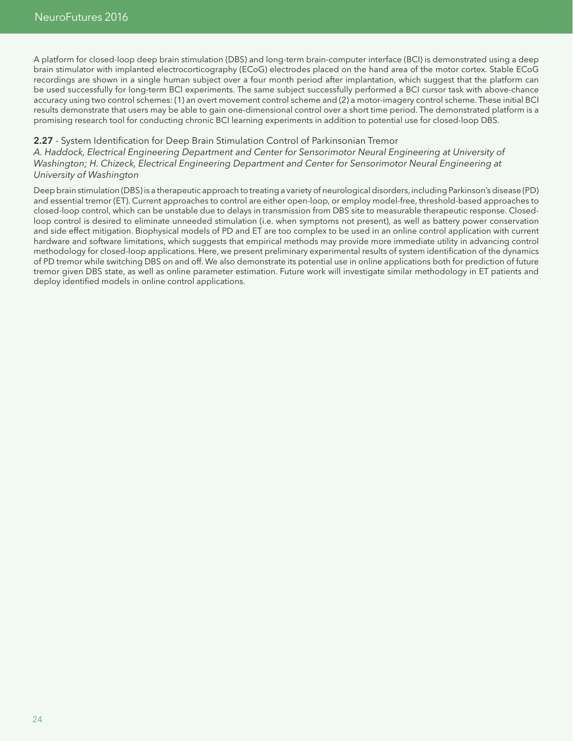A platform for closed-loop deep brain stimulation (DBS) and long-term brain-computer interface (BCI) is demonstrated using a deep brain stimulator with implanted electrocorticography (ECoG) electrodes placed on the hand area of the motor cortex. Stable ECoG recordings are shown in a single human subject over a four month period after implantation, which suggest that the platform can be used successfully for long-term BCI experiments. The same subject successfully performed a BCI cursor task with above-chance accuracy using two control schemes: (1) an overt movement control scheme and (2) a motor-imagery control scheme. These initial BCI results demonstrate that users may be able to gain one-dimensional control over a short time period. The demonstrated platform is a promising research tool for conducting chronic BCI learning experiments in addition to potential use for closed-loop DBS.

**2.27** - System Identification for Deep Brain Stimulation Control of Parkinsonian Tremor

*A. Haddock, Electrical Engineering Department and Center for Sensorimotor Neural Engineering at University of Washington; H. Chizeck, Electrical Engineering Department and Center for Sensorimotor Neural Engineering at University of Washington*

Deep brain stimulation (DBS) is a therapeutic approach to treating a variety of neurological disorders, including Parkinson's disease (PD) and essential tremor (ET). Current approaches to control are either open-loop, or employ model-free, threshold-based approaches to closed-loop control, which can be unstable due to delays in transmission from DBS site to measurable therapeutic response. Closed-loop control is desired to eliminate unneeded stimulation (i.e. when symptoms not present), as well as battery power conservation and side effect mitigation. Biophysical models of PD and ET are too complex to be used in an online control application with current hardware and software limitations, which suggests that empirical methods may provide more immediate utility in advancing control methodology for closed-loop applications. Here, we present preliminary experimental results of system identification of the dynamics of PD tremor while switching DBS on and off. We also demonstrate its potential use in online applications both for prediction of future tremor given DBS state, as well as online parameter estimation. Future work will investigate similar methodology in ET patients and deploy identified models in online control applications.